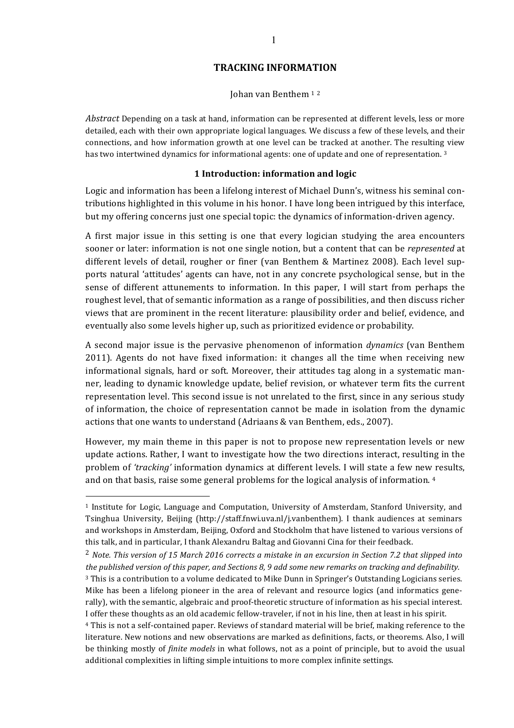# TRACKING INFORMATION

Johan van Benthem [1] [2]

*Abstract* Depending on a task at hand, information can be represented at different levels, less or more detailed, each with their own appropriate logical languages. We discuss a few of these levels, and their connections, and how information growth at one level can be tracked at another. The resulting view has two intertwined dynamics for informational agents: one of update and one of representation. [3]

## 1 Introduction: information and logic

Logic and information has been a lifelong interest of Michael Dunn's, witness his seminal contributions highlighted in this volume in his honor. I have long been intrigued by this interface, but my offering concerns just one special topic: the dynamics of information-driven agency.

A first major issue in this setting is one that every logician studying the area encounters sooner or later: information is not one single notion, but a content that can be *represented* at different levels of detail, rougher or finer (van Benthem & Martinez 2008). Each level supports natural 'attitudes' agents can have, not in any concrete psychological sense, but in the sense of different attunements to information. In this paper, I will start from perhaps the roughest level, that of semantic information as a range of possibilities, and then discuss richer views that are prominent in the recent literature: plausibility order and belief, evidence, and eventually also some levels higher up, such as prioritized evidence or probability.

A second major issue is the pervasive phenomenon of information *dynamics* (van Benthem 2011). Agents do not have fixed information: it changes all the time when receiving new informational signals, hard or soft. Moreover, their attitudes tag along in a systematic manner, leading to dynamic knowledge update, belief revision, or whatever term fits the current representation level. This second issue is not unrelated to the first, since in any serious study of information, the choice of representation cannot be made in isolation from the dynamic actions that one wants to understand (Adriaans & van Benthem, eds., 2007).

However, my main theme in this paper is not to propose new representation levels or new update actions. Rather, I want to investigate how the two directions interact, resulting in the problem of *'tracking'* information dynamics at different levels. I will state a few new results, and on that basis, raise some general problems for the logical analysis of information. [4]

---

[1] Institute for Logic, Language and Computation, University of Amsterdam, Stanford University, and Tsinghua University, Beijing (http://staff.fnwi.uva.nl/j.vanbenthem). I thank audiences at seminars and workshops in Amsterdam, Beijing, Oxford and Stockholm that have listened to various versions of this talk, and in particular, I thank Alexandru Baltag and Giovanni Cina for their feedback.

[2] *Note. This version of 15 March 2016 corrects a mistake in an excursion in Section 7.2 that slipped into the published version of this paper, and Sections 8, 9 add some new remarks on tracking and definability.*

[3] This is a contribution to a volume dedicated to Mike Dunn in Springer's Outstanding Logicians series. Mike has been a lifelong pioneer in the area of relevant and resource logics (and informatics generally), with the semantic, algebraic and proof-theoretic structure of information as his special interest. I offer these thoughts as an old academic fellow-traveler, if not in his line, then at least in his spirit.

[4] This is not a self-contained paper. Reviews of standard material will be brief, making reference to the literature. New notions and new observations are marked as definitions, facts, or theorems. Also, I will be thinking mostly of *finite models* in what follows, not as a point of principle, but to avoid the usual additional complexities in lifting simple intuitions to more complex infinite settings.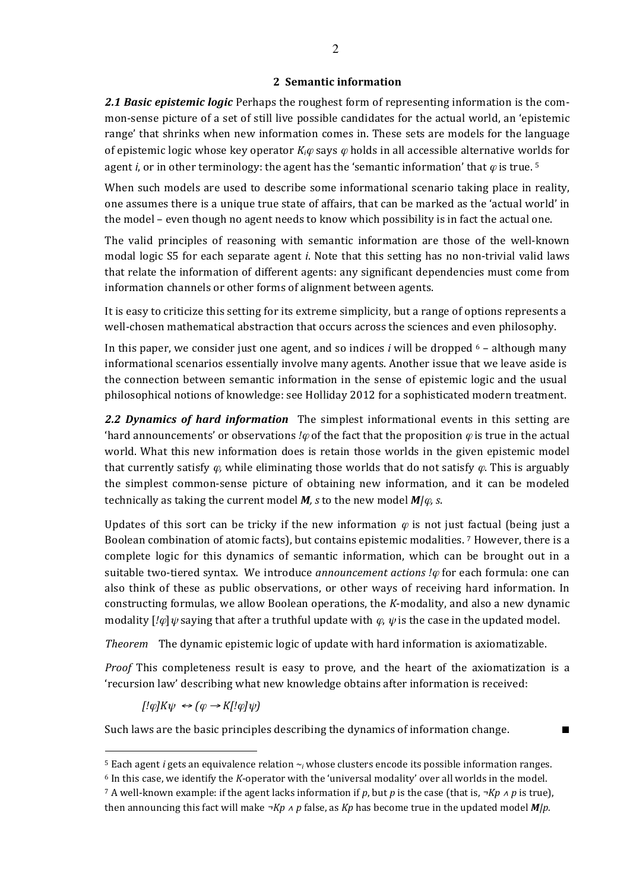## 2 Semantic information

***2.1 Basic epistemic logic*** Perhaps the roughest form of representing information is the common-sense picture of a set of still live possible candidates for the actual world, an 'epistemic range' that shrinks when new information comes in. These sets are models for the language of epistemic logic whose key operator $K_i\varphi$ says $\varphi$ holds in all accessible alternative worlds for agent $i$, or in other terminology: the agent has the 'semantic information' that $\varphi$ is true. [5]

When such models are used to describe some informational scenario taking place in reality, one assumes there is a unique true state of affairs, that can be marked as the 'actual world' in the model – even though no agent needs to know which possibility is in fact the actual one.

The valid principles of reasoning with semantic information are those of the well-known modal logic S5 for each separate agent $i$. Note that this setting has no non-trivial valid laws that relate the information of different agents: any significant dependencies must come from information channels or other forms of alignment between agents.

It is easy to criticize this setting for its extreme simplicity, but a range of options represents a well-chosen mathematical abstraction that occurs across the sciences and even philosophy.

In this paper, we consider just one agent, and so indices $i$ will be dropped [6] – although many informational scenarios essentially involve many agents. Another issue that we leave aside is the connection between semantic information in the sense of epistemic logic and the usual philosophical notions of knowledge: see Holliday 2012 for a sophisticated modern treatment.

***2.2 Dynamics of hard information*** The simplest informational events in this setting are 'hard announcements' or observations $!\varphi$ of the fact that the proposition $\varphi$ is true in the actual world. What this new information does is retain those worlds in the given epistemic model that currently satisfy $\varphi$, while eliminating those worlds that do not satisfy $\varphi$. This is arguably the simplest common-sense picture of obtaining new information, and it can be modeled technically as taking the current model $\boldsymbol{M}, s$ to the new model $\boldsymbol{M}|\varphi, s$.

Updates of this sort can be tricky if the new information $\varphi$ is not just factual (being just a Boolean combination of atomic facts), but contains epistemic modalities. [7] However, there is a complete logic for this dynamics of semantic information, which can be brought out in a suitable two-tiered syntax. We introduce *announcement actions* $!\varphi$ for each formula: one can also think of these as public observations, or other ways of receiving hard information. In constructing formulas, we allow Boolean operations, the $K$-modality, and also a new dynamic modality $[!\varphi]\psi$ saying that after a truthful update with $\varphi$, $\psi$ is the case in the updated model.

*Theorem* The dynamic epistemic logic of update with hard information is axiomatizable.

*Proof* This completeness result is easy to prove, and the heart of the axiomatization is a 'recursion law' describing what new knowledge obtains after information is received:

$$[!\varphi]K\psi \leftrightarrow (\varphi \rightarrow K[!\varphi]\psi)$$

Such laws are the basic principles describing the dynamics of information change. ■

---

[5] Each agent $i$ gets an equivalence relation $\sim_i$ whose clusters encode its possible information ranges.

[6] In this case, we identify the $K$-operator with the 'universal modality' over all worlds in the model.

[7] A well-known example: if the agent lacks information if $p$, but $p$ is the case (that is, $\neg Kp \wedge p$ is true), then announcing this fact will make $\neg Kp \wedge p$ false, as $Kp$ has become true in the updated model $\boldsymbol{M}|p$.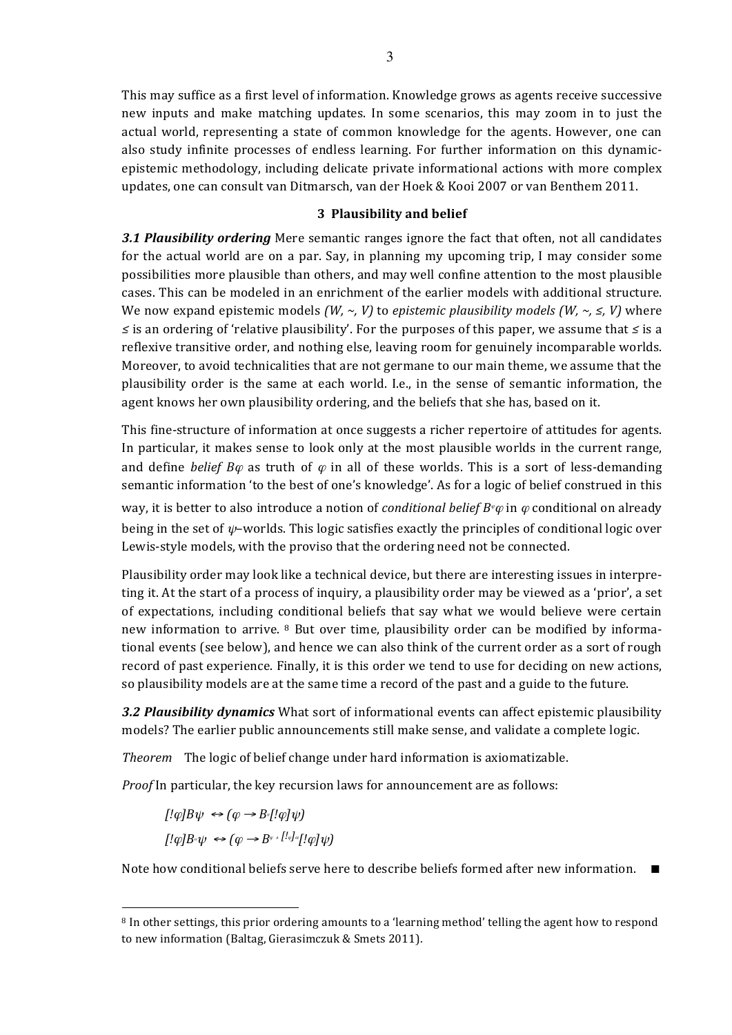This may suffice as a first level of information. Knowledge grows as agents receive successive new inputs and make matching updates. In some scenarios, this may zoom in to just the actual world, representing a state of common knowledge for the agents. However, one can also study infinite processes of endless learning. For further information on this dynamic-epistemic methodology, including delicate private informational actions with more complex updates, one can consult van Ditmarsch, van der Hoek & Kooi 2007 or van Benthem 2011.

## 3 Plausibility and belief

***3.1 Plausibility ordering*** Mere semantic ranges ignore the fact that often, not all candidates for the actual world are on a par. Say, in planning my upcoming trip, I may consider some possibilities more plausible than others, and may well confine attention to the most plausible cases. This can be modeled in an enrichment of the earlier models with additional structure. We now expand epistemic models $(W, \sim, V)$ to *epistemic plausibility models* $(W, \sim, \leq, V)$ where $\leq$ is an ordering of 'relative plausibility'. For the purposes of this paper, we assume that $\leq$ is a reflexive transitive order, and nothing else, leaving room for genuinely incomparable worlds. Moreover, to avoid technicalities that are not germane to our main theme, we assume that the plausibility order is the same at each world. I.e., in the sense of semantic information, the agent knows her own plausibility ordering, and the beliefs that she has, based on it.

This fine-structure of information at once suggests a richer repertoire of attitudes for agents. In particular, it makes sense to look only at the most plausible worlds in the current range, and define *belief* $B\varphi$ as truth of $\varphi$ in all of these worlds. This is a sort of less-demanding semantic information 'to the best of one's knowledge'. As for a logic of belief construed in this way, it is better to also introduce a notion of *conditional belief* $B^{\psi}\varphi$ in $\varphi$ conditional on already being in the set of $\psi$–worlds. This logic satisfies exactly the principles of conditional logic over Lewis-style models, with the proviso that the ordering need not be connected.

Plausibility order may look like a technical device, but there are interesting issues in interpreting it. At the start of a process of inquiry, a plausibility order may be viewed as a 'prior', a set of expectations, including conditional beliefs that say what we would believe were certain new information to arrive. [8] But over time, plausibility order can be modified by informational events (see below), and hence we can also think of the current order as a sort of rough record of past experience. Finally, it is this order we tend to use for deciding on new actions, so plausibility models are at the same time a record of the past and a guide to the future.

***3.2 Plausibility dynamics*** What sort of informational events can affect epistemic plausibility models? The earlier public announcements still make sense, and validate a complete logic.

*Theorem* The logic of belief change under hard information is axiomatizable.

*Proof* In particular, the key recursion laws for announcement are as follows:

$$[!\varphi]B\psi \leftrightarrow (\varphi \rightarrow B^{\varphi}[!\varphi]\psi)$$

$$[!\varphi]B^{\alpha}\psi \leftrightarrow (\varphi \rightarrow B^{\varphi \wedge [!\varphi]\alpha}[!\varphi]\psi)$$

Note how conditional beliefs serve here to describe beliefs formed after new information. ■

---

[8] In other settings, this prior ordering amounts to a 'learning method' telling the agent how to respond to new information (Baltag, Gierasimczuk & Smets 2011).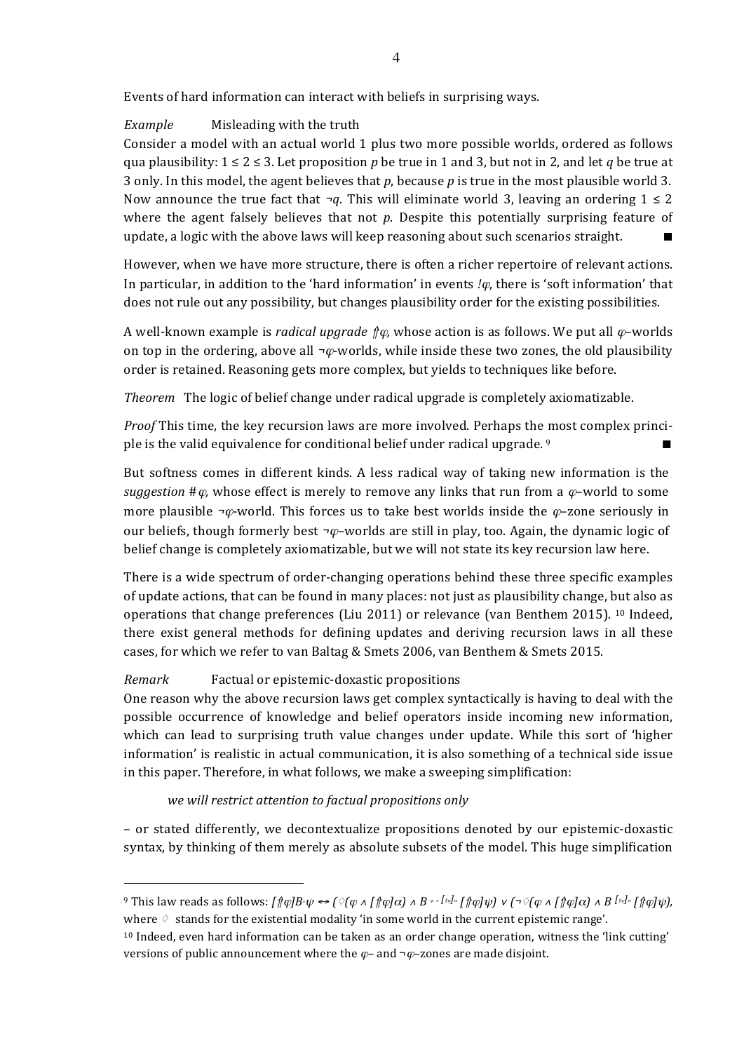Events of hard information can interact with beliefs in surprising ways.

*Example* Misleading with the truth

Consider a model with an actual world 1 plus two more possible worlds, ordered as follows qua plausibility: $1 \leq 2 \leq 3$. Let proposition *p* be true in 1 and 3, but not in 2, and let *q* be true at 3 only. In this model, the agent believes that *p*, because *p* is true in the most plausible world 3. Now announce the true fact that $\neg q$. This will eliminate world 3, leaving an ordering $1 \leq 2$ where the agent falsely believes that not *p*. Despite this potentially surprising feature of update, a logic with the above laws will keep reasoning about such scenarios straight. ∎

However, when we have more structure, there is often a richer repertoire of relevant actions. In particular, in addition to the 'hard information' in events $!\varphi$, there is 'soft information' that does not rule out any possibility, but changes plausibility order for the existing possibilities.

A well-known example is *radical upgrade* $\Uparrow\varphi$, whose action is as follows. We put all $\varphi$–worlds on top in the ordering, above all $\neg\varphi$-worlds, while inside these two zones, the old plausibility order is retained. Reasoning gets more complex, but yields to techniques like before.

*Theorem* The logic of belief change under radical upgrade is completely axiomatizable.

*Proof* This time, the key recursion laws are more involved. Perhaps the most complex principle is the valid equivalence for conditional belief under radical upgrade. [9] ∎

But softness comes in different kinds. A less radical way of taking new information is the *suggestion* $\#\varphi$, whose effect is merely to remove any links that run from a $\varphi$–world to some more plausible $\neg\varphi$-world. This forces us to take best worlds inside the $\varphi$–zone seriously in our beliefs, though formerly best $\neg\varphi$–worlds are still in play, too. Again, the dynamic logic of belief change is completely axiomatizable, but we will not state its key recursion law here.

There is a wide spectrum of order-changing operations behind these three specific examples of update actions, that can be found in many places: not just as plausibility change, but also as operations that change preferences (Liu 2011) or relevance (van Benthem 2015). [10] Indeed, there exist general methods for defining updates and deriving recursion laws in all these cases, for which we refer to van Baltag & Smets 2006, van Benthem & Smets 2015.

*Remark* Factual or epistemic-doxastic propositions

One reason why the above recursion laws get complex syntactically is having to deal with the possible occurrence of knowledge and belief operators inside incoming new information, which can lead to surprising truth value changes under update. While this sort of 'higher information' is realistic in actual communication, it is also something of a technical side issue in this paper. Therefore, in what follows, we make a sweeping simplification:

*we will restrict attention to factual propositions only*

– or stated differently, we decontextualize propositions denoted by our epistemic-doxastic syntax, by thinking of them merely as absolute subsets of the model. This huge simplification

---

[9] This law reads as follows: $[\Uparrow\varphi]B^{\alpha}\psi \leftrightarrow (\Diamond(\varphi \wedge [\Uparrow\varphi]\alpha) \wedge B^{\varphi \wedge [\Uparrow\varphi]\alpha}[\Uparrow\varphi]\psi) \vee (\neg\Diamond(\varphi \wedge [\Uparrow\varphi]\alpha) \wedge B^{[\Uparrow\varphi]\alpha}[\Uparrow\varphi]\psi)$, where $\Diamond$ stands for the existential modality 'in some world in the current epistemic range'.

[10] Indeed, even hard information can be taken as an order change operation, witness the 'link cutting' versions of public announcement where the $\varphi$– and $\neg\varphi$–zones are made disjoint.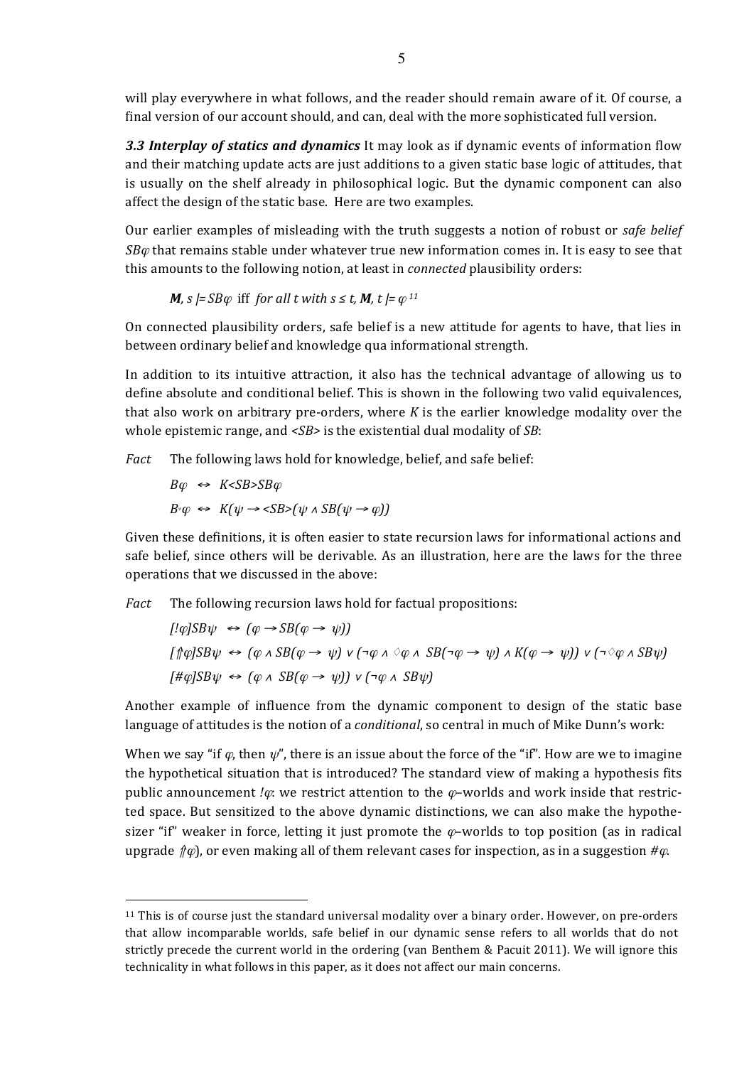will play everywhere in what follows, and the reader should remain aware of it. Of course, a final version of our account should, and can, deal with the more sophisticated full version.

***3.3 Interplay of statics and dynamics*** It may look as if dynamic events of information flow and their matching update acts are just additions to a given static base logic of attitudes, that is usually on the shelf already in philosophical logic. But the dynamic component can also affect the design of the static base. Here are two examples.

Our earlier examples of misleading with the truth suggests a notion of robust or *safe belief* $SB\varphi$ that remains stable under whatever true new information comes in. It is easy to see that this amounts to the following notion, at least in *connected* plausibility orders:

$$\boldsymbol{M}, s \models SB\varphi \text{ iff } \textit{for all } t \textit{ with } s \leq t, \boldsymbol{M}, t \models \varphi$$ [11]

On connected plausibility orders, safe belief is a new attitude for agents to have, that lies in between ordinary belief and knowledge qua informational strength.

In addition to its intuitive attraction, it also has the technical advantage of allowing us to define absolute and conditional belief. This is shown in the following two valid equivalences, that also work on arbitrary pre-orders, where $K$ is the earlier knowledge modality over the whole epistemic range, and $\langle SB \rangle$ is the existential dual modality of $SB$:

*Fact* The following laws hold for knowledge, belief, and safe belief:

$$B\varphi \leftrightarrow K\langle SB \rangle SB\varphi$$

$$B^{\psi}\varphi \leftrightarrow K(\psi \rightarrow \langle SB \rangle(\psi \wedge SB(\psi \rightarrow \varphi)))$$

Given these definitions, it is often easier to state recursion laws for informational actions and safe belief, since others will be derivable. As an illustration, here are the laws for the three operations that we discussed in the above:

*Fact* The following recursion laws hold for factual propositions:

$$[!\varphi]SB\psi \leftrightarrow (\varphi \rightarrow SB(\varphi \rightarrow \psi))$$

$$[\Uparrow\varphi]SB\psi \leftrightarrow (\varphi \wedge SB(\varphi \rightarrow \psi)) \vee (\neg\varphi \wedge \Diamond\varphi \wedge SB(\neg\varphi \rightarrow \psi) \wedge K(\varphi \rightarrow \psi)) \vee (\neg\Diamond\varphi \wedge SB\psi)$$

$$[\#\varphi]SB\psi \leftrightarrow (\varphi \wedge SB(\varphi \rightarrow \psi)) \vee (\neg\varphi \wedge SB\psi)$$

Another example of influence from the dynamic component to design of the static base language of attitudes is the notion of a *conditional*, so central in much of Mike Dunn's work:

When we say "if $\varphi$, then $\psi$", there is an issue about the force of the "if". How are we to imagine the hypothetical situation that is introduced? The standard view of making a hypothesis fits public announcement $!\varphi$: we restrict attention to the $\varphi$–worlds and work inside that restricted space. But sensitized to the above dynamic distinctions, we can also make the hypothesizer "if" weaker in force, letting it just promote the $\varphi$–worlds to top position (as in radical upgrade $\Uparrow\varphi$), or even making all of them relevant cases for inspection, as in a suggestion $\#\varphi$.

[11] This is of course just the standard universal modality over a binary order. However, on pre-orders that allow incomparable worlds, safe belief in our dynamic sense refers to all worlds that do not strictly precede the current world in the ordering (van Benthem & Pacuit 2011). We will ignore this technicality in what follows in this paper, as it does not affect our main concerns.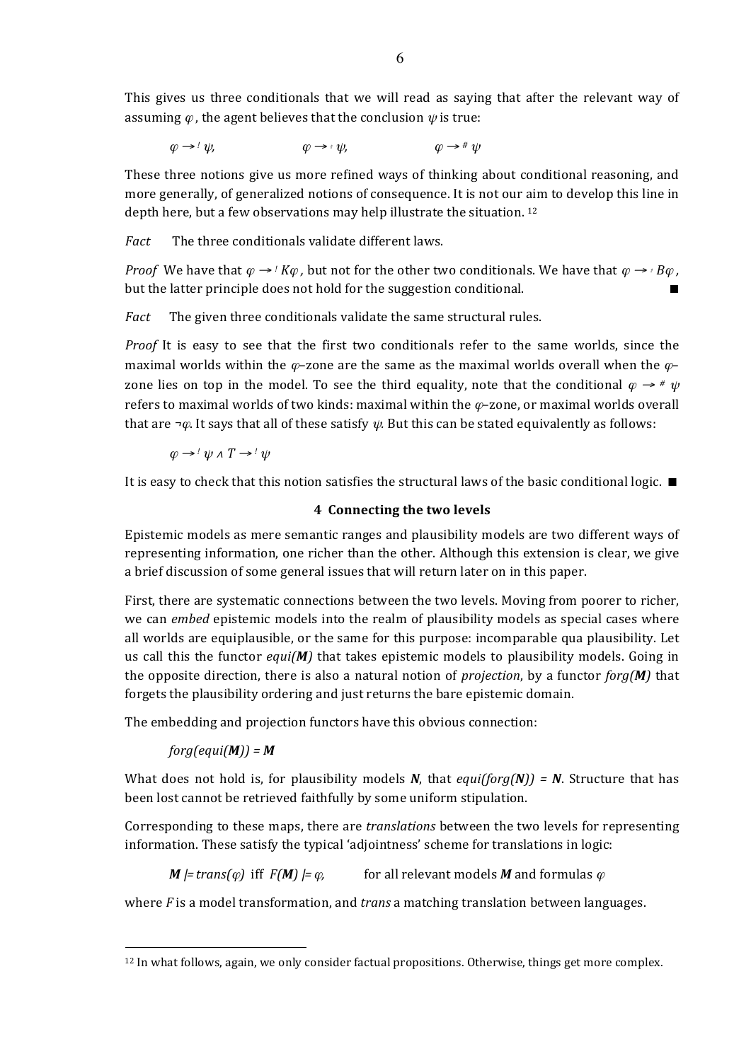This gives us three conditionals that we will read as saying that after the relevant way of assuming $\varphi$, the agent believes that the conclusion $\psi$ is true:

$$\varphi \rightarrow^{!} \psi, \qquad\qquad \varphi \rightarrow^{\Uparrow} \psi, \qquad\qquad \varphi \rightarrow^{\#} \psi$$

These three notions give us more refined ways of thinking about conditional reasoning, and more generally, of generalized notions of consequence. It is not our aim to develop this line in depth here, but a few observations may help illustrate the situation. [12]

*Fact* The three conditionals validate different laws.

*Proof* We have that $\varphi \rightarrow^{!} K\varphi$, but not for the other two conditionals. We have that $\varphi \rightarrow^{\Uparrow} B\varphi$, but the latter principle does not hold for the suggestion conditional. ■

*Fact* The given three conditionals validate the same structural rules.

*Proof* It is easy to see that the first two conditionals refer to the same worlds, since the maximal worlds within the $\varphi$–zone are the same as the maximal worlds overall when the $\varphi$–zone lies on top in the model. To see the third equality, note that the conditional $\varphi \rightarrow^{\#} \psi$ refers to maximal worlds of two kinds: maximal within the $\varphi$–zone, or maximal worlds overall that are $\neg\varphi$. It says that all of these satisfy $\psi$. But this can be stated equivalently as follows:

$$\varphi \rightarrow^{!} \psi \wedge T \rightarrow^{!} \psi$$

It is easy to check that this notion satisfies the structural laws of the basic conditional logic. ■

## 4 Connecting the two levels

Epistemic models as mere semantic ranges and plausibility models are two different ways of representing information, one richer than the other. Although this extension is clear, we give a brief discussion of some general issues that will return later on in this paper.

First, there are systematic connections between the two levels. Moving from poorer to richer, we can *embed* epistemic models into the realm of plausibility models as special cases where all worlds are equiplausible, or the same for this purpose: incomparable qua plausibility. Let us call this the functor *equi(**M**)* that takes epistemic models to plausibility models. Going in the opposite direction, there is also a natural notion of *projection*, by a functor *forg(**M**)* that forgets the plausibility ordering and just returns the bare epistemic domain.

The embedding and projection functors have this obvious connection:

*forg(equi(**M**)) = **M***

What does not hold is, for plausibility models ***N***, that *equi(forg(**N**)) = **N***. Structure that has been lost cannot be retrieved faithfully by some uniform stipulation.

Corresponding to these maps, there are *translations* between the two levels for representing information. These satisfy the typical 'adjointness' scheme for translations in logic:

***M*** $\models$ *trans*($\varphi$) iff *F*(***M***) $\models \varphi$, for all relevant models ***M*** and formulas $\varphi$

where *F* is a model transformation, and *trans* a matching translation between languages.

---

[12] In what follows, again, we only consider factual propositions. Otherwise, things get more complex.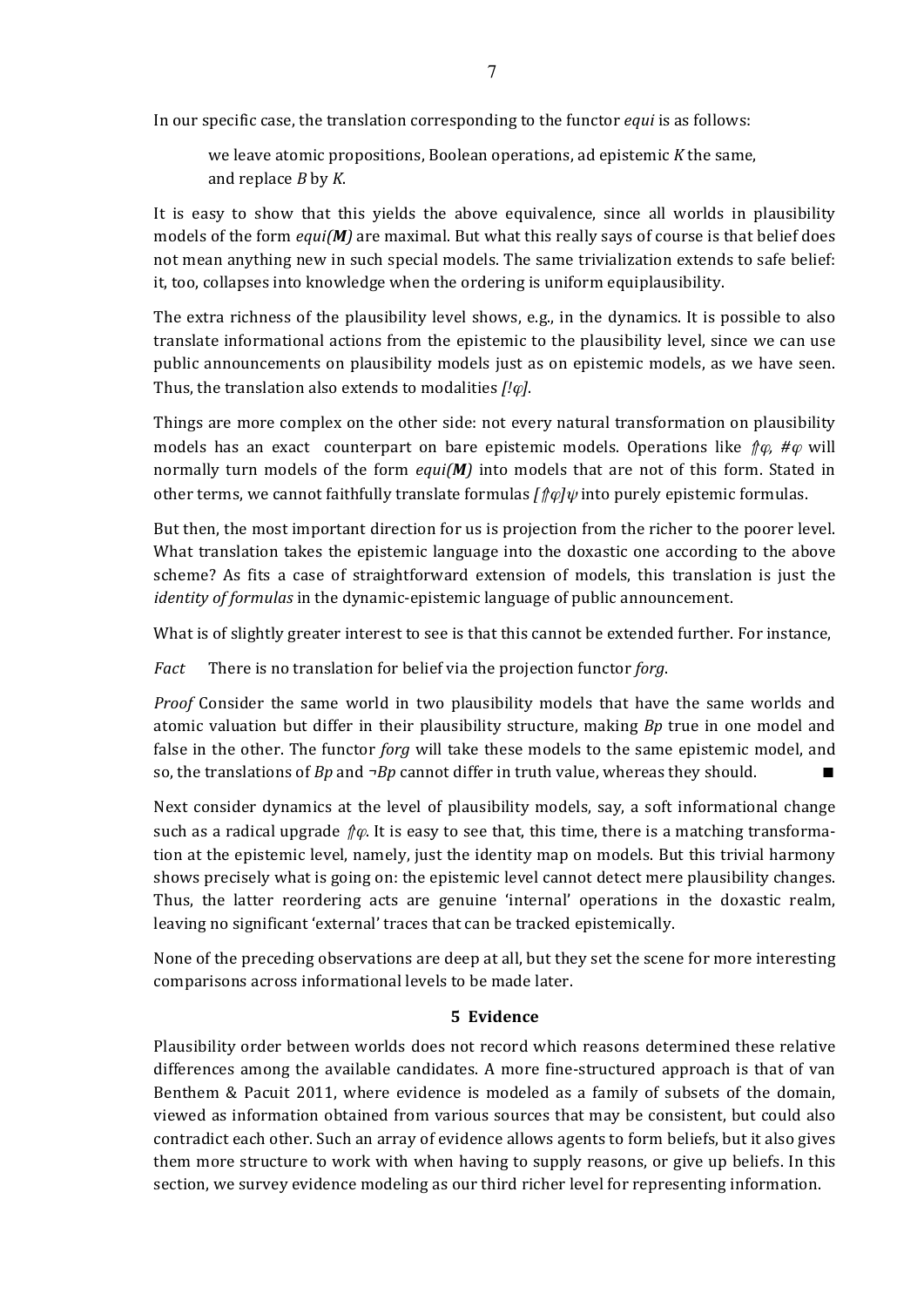In our specific case, the translation corresponding to the functor *equi* is as follows:

> we leave atomic propositions, Boolean operations, ad epistemic $K$ the same, and replace $B$ by $K$.

It is easy to show that this yields the above equivalence, since all worlds in plausibility models of the form *equi(**M**)* are maximal. But what this really says of course is that belief does not mean anything new in such special models. The same trivialization extends to safe belief: it, too, collapses into knowledge when the ordering is uniform equiplausibility.

The extra richness of the plausibility level shows, e.g., in the dynamics. It is possible to also translate informational actions from the epistemic to the plausibility level, since we can use public announcements on plausibility models just as on epistemic models, as we have seen. Thus, the translation also extends to modalities $[!\varphi]$.

Things are more complex on the other side: not every natural transformation on plausibility models has an exact counterpart on bare epistemic models. Operations like $\Uparrow\varphi$, $\#\varphi$ will normally turn models of the form *equi(**M**)* into models that are not of this form. Stated in other terms, we cannot faithfully translate formulas $[\Uparrow\varphi]\psi$ into purely epistemic formulas.

But then, the most important direction for us is projection from the richer to the poorer level. What translation takes the epistemic language into the doxastic one according to the above scheme? As fits a case of straightforward extension of models, this translation is just the *identity of formulas* in the dynamic-epistemic language of public announcement.

What is of slightly greater interest to see is that this cannot be extended further. For instance,

*Fact* There is no translation for belief via the projection functor *forg*.

*Proof* Consider the same world in two plausibility models that have the same worlds and atomic valuation but differ in their plausibility structure, making $Bp$ true in one model and false in the other. The functor *forg* will take these models to the same epistemic model, and so, the translations of $Bp$ and $\neg Bp$ cannot differ in truth value, whereas they should. ∎

Next consider dynamics at the level of plausibility models, say, a soft informational change such as a radical upgrade $\Uparrow\varphi$. It is easy to see that, this time, there is a matching transformation at the epistemic level, namely, just the identity map on models. But this trivial harmony shows precisely what is going on: the epistemic level cannot detect mere plausibility changes. Thus, the latter reordering acts are genuine 'internal' operations in the doxastic realm, leaving no significant 'external' traces that can be tracked epistemically.

None of the preceding observations are deep at all, but they set the scene for more interesting comparisons across informational levels to be made later.

## 5 Evidence

Plausibility order between worlds does not record which reasons determined these relative differences among the available candidates. A more fine-structured approach is that of van Benthem & Pacuit 2011, where evidence is modeled as a family of subsets of the domain, viewed as information obtained from various sources that may be consistent, but could also contradict each other. Such an array of evidence allows agents to form beliefs, but it also gives them more structure to work with when having to supply reasons, or give up beliefs. In this section, we survey evidence modeling as our third richer level for representing information.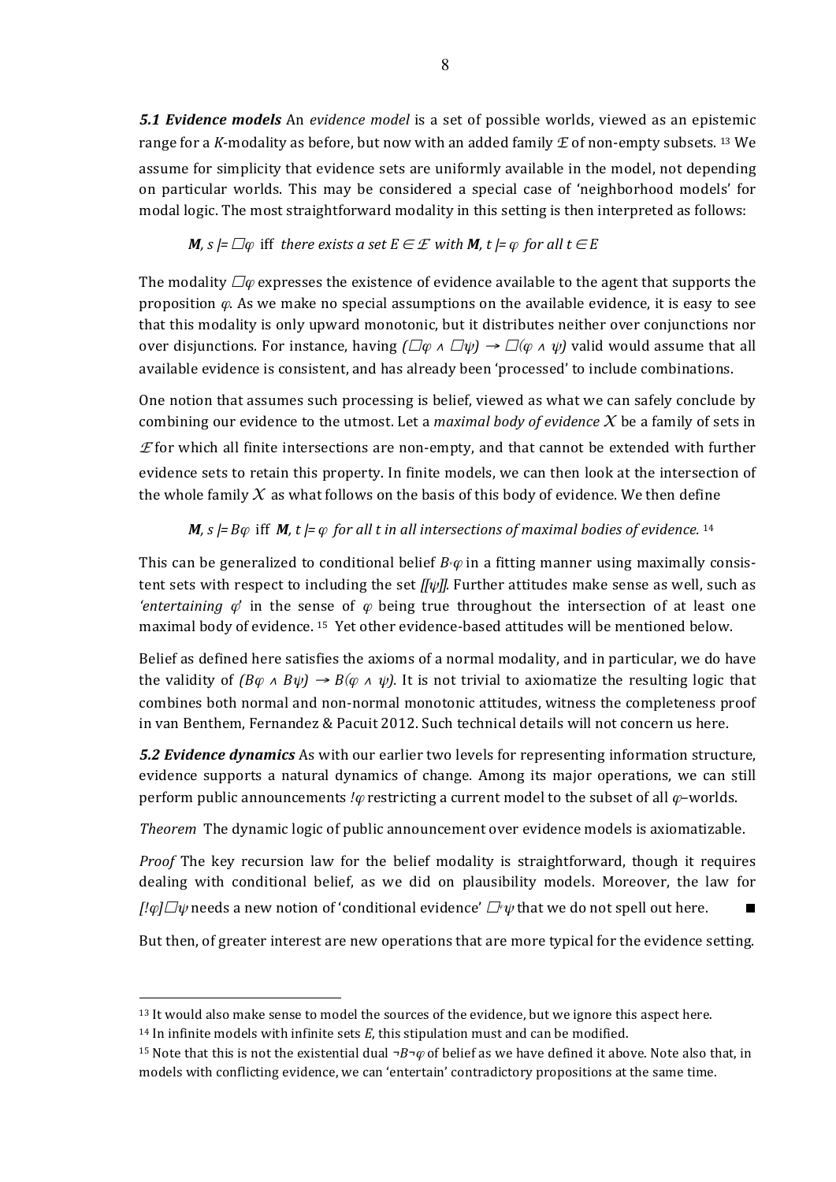***5.1 Evidence models*** An *evidence model* is a set of possible worlds, viewed as an epistemic range for a *K*-modality as before, but now with an added family $\mathcal{E}$ of non-empty subsets. [13] We assume for simplicity that evidence sets are uniformly available in the model, not depending on particular worlds. This may be considered a special case of 'neighborhood models' for modal logic. The most straightforward modality in this setting is then interpreted as follows:

$\boldsymbol{M}, s \models \Box\varphi$ iff *there exists a set* $E \in \mathcal{E}$ *with* $\boldsymbol{M}, t \models \varphi$ *for all* $t \in E$

The modality $\Box\varphi$ expresses the existence of evidence available to the agent that supports the proposition $\varphi$. As we make no special assumptions on the available evidence, it is easy to see that this modality is only upward monotonic, but it distributes neither over conjunctions nor over disjunctions. For instance, having $(\Box\varphi \wedge \Box\psi) \rightarrow \Box(\varphi \wedge \psi)$ valid would assume that all available evidence is consistent, and has already been 'processed' to include combinations.

One notion that assumes such processing is belief, viewed as what we can safely conclude by combining our evidence to the utmost. Let a *maximal body of evidence* $\mathcal{X}$ be a family of sets in $\mathcal{E}$ for which all finite intersections are non-empty, and that cannot be extended with further evidence sets to retain this property. In finite models, we can then look at the intersection of the whole family $\mathcal{X}$ as what follows on the basis of this body of evidence. We then define

$\boldsymbol{M}, s \models B\varphi$ iff $\boldsymbol{M}, t \models \varphi$ *for all t in all intersections of maximal bodies of evidence.* [14]

This can be generalized to conditional belief $B^{\psi}\varphi$ in a fitting manner using maximally consistent sets with respect to including the set $[[\psi]]$. Further attitudes make sense as well, such as *'entertaining* $\varphi$*'* in the sense of $\varphi$ being true throughout the intersection of at least one maximal body of evidence. [15] Yet other evidence-based attitudes will be mentioned below.

Belief as defined here satisfies the axioms of a normal modality, and in particular, we do have the validity of $(B\varphi \wedge B\psi) \rightarrow B(\varphi \wedge \psi)$. It is not trivial to axiomatize the resulting logic that combines both normal and non-normal monotonic attitudes, witness the completeness proof in van Benthem, Fernandez & Pacuit 2012. Such technical details will not concern us here.

***5.2 Evidence dynamics*** As with our earlier two levels for representing information structure, evidence supports a natural dynamics of change. Among its major operations, we can still perform public announcements $!\varphi$ restricting a current model to the subset of all $\varphi$–worlds.

*Theorem* The dynamic logic of public announcement over evidence models is axiomatizable.

*Proof* The key recursion law for the belief modality is straightforward, though it requires dealing with conditional belief, as we did on plausibility models. Moreover, the law for $[!\varphi]\Box\psi$ needs a new notion of 'conditional evidence' $\Box^{\varphi}\psi$ that we do not spell out here. ∎

But then, of greater interest are new operations that are more typical for the evidence setting.

---

[13] It would also make sense to model the sources of the evidence, but we ignore this aspect here.

[14] In infinite models with infinite sets *E*, this stipulation must and can be modified.

[15] Note that this is not the existential dual $\neg B\neg\varphi$ of belief as we have defined it above. Note also that, in models with conflicting evidence, we can 'entertain' contradictory propositions at the same time.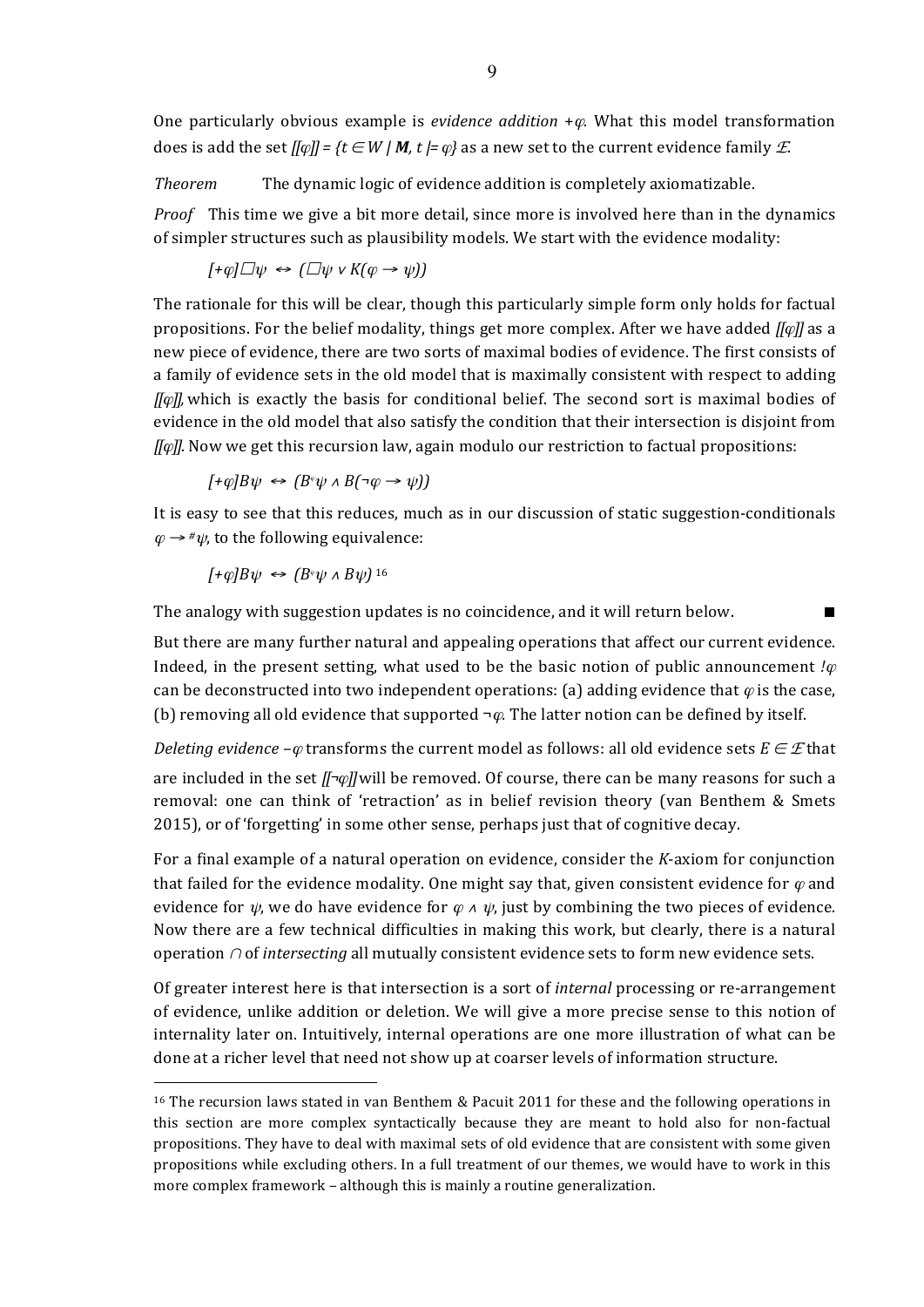One particularly obvious example is *evidence addition* $+\varphi$. What this model transformation does is add the set $[[\varphi]] = \{t \in W \mid \mathbf{M}, t \models \varphi\}$ as a new set to the current evidence family $\mathcal{E}$.

*Theorem* The dynamic logic of evidence addition is completely axiomatizable.

*Proof* This time we give a bit more detail, since more is involved here than in the dynamics of simpler structures such as plausibility models. We start with the evidence modality:

$$[+\varphi]\Box\psi \leftrightarrow (\Box\psi \vee K(\varphi \rightarrow \psi))$$

The rationale for this will be clear, though this particularly simple form only holds for factual propositions. For the belief modality, things get more complex. After we have added $[[\varphi]]$ as a new piece of evidence, there are two sorts of maximal bodies of evidence. The first consists of a family of evidence sets in the old model that is maximally consistent with respect to adding $[[\varphi]]$, which is exactly the basis for conditional belief. The second sort is maximal bodies of evidence in the old model that also satisfy the condition that their intersection is disjoint from $[[\varphi]]$. Now we get this recursion law, again modulo our restriction to factual propositions:

$$[+\varphi]B\psi \leftrightarrow (B^{\varphi}\psi \wedge B(\neg\varphi \rightarrow \psi))$$

It is easy to see that this reduces, much as in our discussion of static suggestion-conditionals $\varphi \rightarrow^{\#} \psi$, to the following equivalence:

$$[+\varphi]B\psi \leftrightarrow (B^{\varphi}\psi \wedge B\psi)$$ [16]

The analogy with suggestion updates is no coincidence, and it will return below. ■

But there are many further natural and appealing operations that affect our current evidence. Indeed, in the present setting, what used to be the basic notion of public announcement $!\varphi$ can be deconstructed into two independent operations: (a) adding evidence that $\varphi$ is the case, (b) removing all old evidence that supported $\neg\varphi$. The latter notion can be defined by itself.

*Deleting evidence* $-\varphi$ transforms the current model as follows: all old evidence sets $E \in \mathcal{E}$ that are included in the set $[[\neg\varphi]]$ will be removed. Of course, there can be many reasons for such a removal: one can think of 'retraction' as in belief revision theory (van Benthem & Smets 2015), or of 'forgetting' in some other sense, perhaps just that of cognitive decay.

For a final example of a natural operation on evidence, consider the *K*-axiom for conjunction that failed for the evidence modality. One might say that, given consistent evidence for $\varphi$ and evidence for $\psi$, we do have evidence for $\varphi \wedge \psi$, just by combining the two pieces of evidence. Now there are a few technical difficulties in making this work, but clearly, there is a natural operation $\cap$ of *intersecting* all mutually consistent evidence sets to form new evidence sets.

Of greater interest here is that intersection is a sort of *internal* processing or re-arrangement of evidence, unlike addition or deletion. We will give a more precise sense to this notion of internality later on. Intuitively, internal operations are one more illustration of what can be done at a richer level that need not show up at coarser levels of information structure.

---

[16] The recursion laws stated in van Benthem & Pacuit 2011 for these and the following operations in this section are more complex syntactically because they are meant to hold also for non-factual propositions. They have to deal with maximal sets of old evidence that are consistent with some given propositions while excluding others. In a full treatment of our themes, we would have to work in this more complex framework – although this is mainly a routine generalization.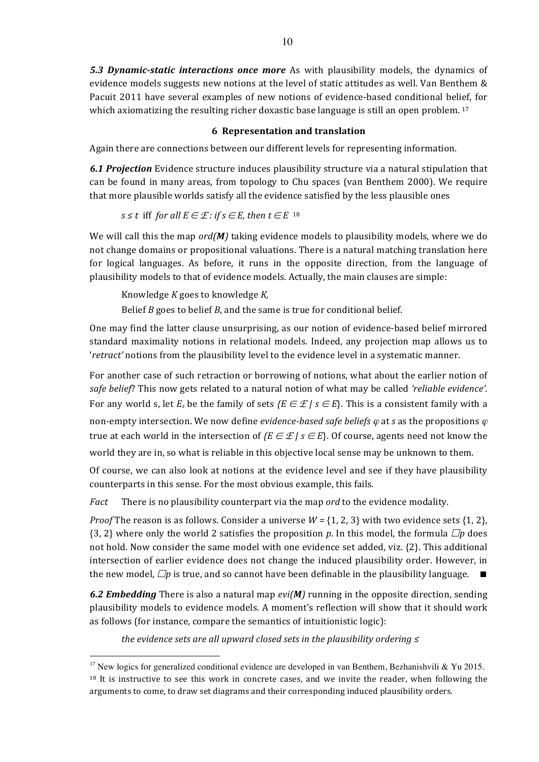***5.3 Dynamic-static interactions once more*** As with plausibility models, the dynamics of evidence models suggests new notions at the level of static attitudes as well. Van Benthem & Pacuit 2011 have several examples of new notions of evidence-based conditional belief, for which axiomatizing the resulting richer doxastic base language is still an open problem. [17]

## 6 Representation and translation

Again there are connections between our different levels for representing information.

***6.1 Projection*** Evidence structure induces plausibility structure via a natural stipulation that can be found in many areas, from topology to Chu spaces (van Benthem 2000). We require that more plausible worlds satisfy all the evidence satisfied by the less plausible ones

$s \leq t$ iff *for all* $E \in \mathcal{E}$*: if* $s \in E$*, then* $t \in E$ [18]

We will call this the map *ord(**M**)* taking evidence models to plausibility models, where we do not change domains or propositional valuations. There is a natural matching translation here for logical languages. As before, it runs in the opposite direction, from the language of plausibility models to that of evidence models. Actually, the main clauses are simple:

Knowledge $K$ goes to knowledge $K$,

Belief $B$ goes to belief $B$, and the same is true for conditional belief.

One may find the latter clause unsurprising, as our notion of evidence-based belief mirrored standard maximality notions in relational models. Indeed, any projection map allows us to '*retract'* notions from the plausibility level to the evidence level in a systematic manner.

For another case of such retraction or borrowing of notions, what about the earlier notion of *safe belief*? This now gets related to a natural notion of what may be called *'reliable evidence'*. For any world s, let $E_s$ be the family of sets $\{E \in \mathcal{E} \mid s \in E\}$. This is a consistent family with a non-empty intersection. We now define *evidence-based safe beliefs* $\varphi$ at $s$ as the propositions $\varphi$ true at each world in the intersection of $\{E \in \mathcal{E} \mid s \in E\}$. Of course, agents need not know the world they are in, so what is reliable in this objective local sense may be unknown to them.

Of course, we can also look at notions at the evidence level and see if they have plausibility counterparts in this sense. For the most obvious example, this fails.

*Fact* There is no plausibility counterpart via the map *ord* to the evidence modality.

*Proof* The reason is as follows. Consider a universe $W = \{1, 2, 3\}$ with two evidence sets $\{1, 2\}$, $\{3, 2\}$ where only the world 2 satisfies the proposition $p$. In this model, the formula $\Box p$ does not hold. Now consider the same model with one evidence set added, viz. $\{2\}$. This additional intersection of earlier evidence does not change the induced plausibility order. However, in the new model, $\Box p$ is true, and so cannot have been definable in the plausibility language. ■

***6.2 Embedding*** There is also a natural map *evi(**M**)* running in the opposite direction, sending plausibility models to evidence models. A moment's reflection will show that it should work as follows (for instance, compare the semantics of intuitionistic logic):

*the evidence sets are all upward closed sets in the plausibility ordering* $\leq$

---

[17] New logics for generalized conditional evidence are developed in van Benthem, Bezhanishvili & Yu 2015.

[18] It is instructive to see this work in concrete cases, and we invite the reader, when following the arguments to come, to draw set diagrams and their corresponding induced plausibility orders.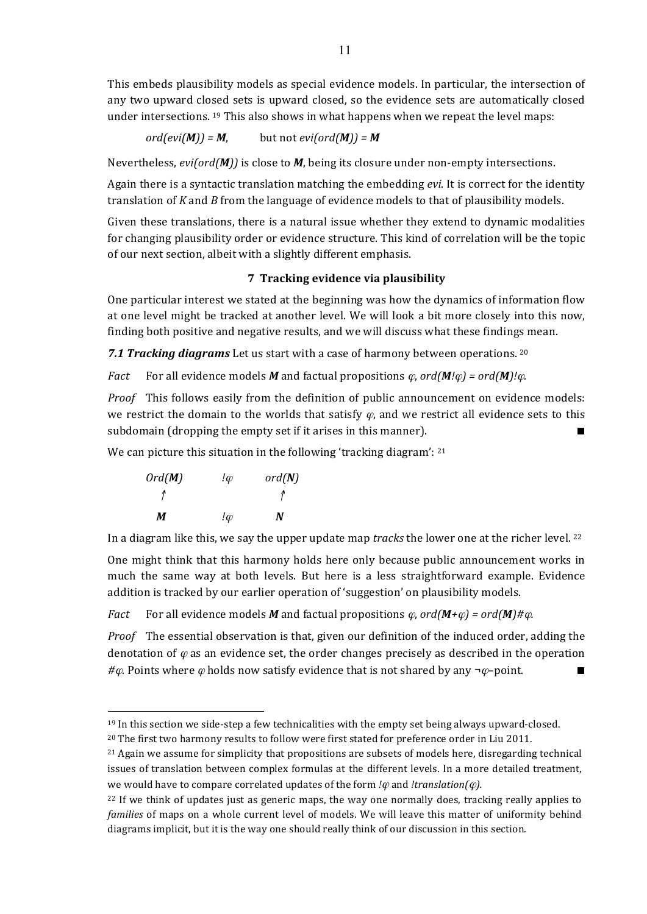This embeds plausibility models as special evidence models. In particular, the intersection of any two upward closed sets is upward closed, so the evidence sets are automatically closed under intersections. [19] This also shows in what happens when we repeat the level maps:

$ord(evi(\boldsymbol{M})) = \boldsymbol{M}$, but not $evi(ord(\boldsymbol{M})) = \boldsymbol{M}$

Nevertheless, $evi(ord(\boldsymbol{M}))$ is close to $\boldsymbol{M}$, being its closure under non-empty intersections.

Again there is a syntactic translation matching the embedding *evi*. It is correct for the identity translation of *K* and *B* from the language of evidence models to that of plausibility models.

Given these translations, there is a natural issue whether they extend to dynamic modalities for changing plausibility order or evidence structure. This kind of correlation will be the topic of our next section, albeit with a slightly different emphasis.

## 7 Tracking evidence via plausibility

One particular interest we stated at the beginning was how the dynamics of information flow at one level might be tracked at another level. We will look a bit more closely into this now, finding both positive and negative results, and we will discuss what these findings mean.

***7.1 Tracking diagrams*** Let us start with a case of harmony between operations. [20]

*Fact* For all evidence models $\boldsymbol{M}$ and factual propositions $\varphi$, $ord(\boldsymbol{M}!\varphi) = ord(\boldsymbol{M})!\varphi$.

*Proof* This follows easily from the definition of public announcement on evidence models: we restrict the domain to the worlds that satisfy $\varphi$, and we restrict all evidence sets to this subdomain (dropping the empty set if it arises in this manner). ■

We can picture this situation in the following 'tracking diagram': [21]

$$
\begin{array}{ccc}
Ord(\boldsymbol{M}) & !\varphi & ord(\boldsymbol{N}) \\
\uparrow & & \uparrow \\
\boldsymbol{M} & !\varphi & \boldsymbol{N}
\end{array}
$$

In a diagram like this, we say the upper update map *tracks* the lower one at the richer level. [22]

One might think that this harmony holds here only because public announcement works in much the same way at both levels. But here is a less straightforward example. Evidence addition is tracked by our earlier operation of 'suggestion' on plausibility models.

*Fact* For all evidence models $\boldsymbol{M}$ and factual propositions $\varphi$, $ord(\boldsymbol{M}+\varphi) = ord(\boldsymbol{M})\#\varphi$.

*Proof* The essential observation is that, given our definition of the induced order, adding the denotation of $\varphi$ as an evidence set, the order changes precisely as described in the operation $\#\varphi$. Points where $\varphi$ holds now satisfy evidence that is not shared by any $\neg\varphi$–point. ■

---

[19] In this section we side-step a few technicalities with the empty set being always upward-closed.

[20] The first two harmony results to follow were first stated for preference order in Liu 2011.

[21] Again we assume for simplicity that propositions are subsets of models here, disregarding technical issues of translation between complex formulas at the different levels. In a more detailed treatment, we would have to compare correlated updates of the form $!\varphi$ and $!translation(\varphi)$.

[22] If we think of updates just as generic maps, the way one normally does, tracking really applies to *families* of maps on a whole current level of models. We will leave this matter of uniformity behind diagrams implicit, but it is the way one should really think of our discussion in this section.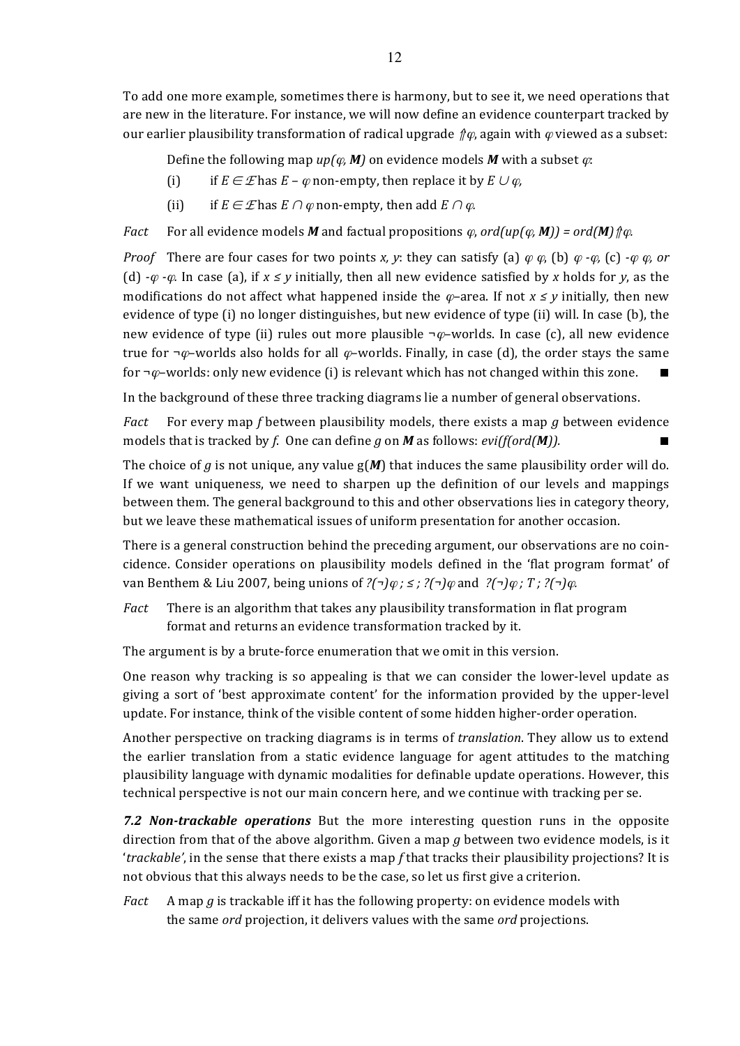To add one more example, sometimes there is harmony, but to see it, we need operations that are new in the literature. For instance, we will now define an evidence counterpart tracked by our earlier plausibility transformation of radical upgrade $\Uparrow\varphi$, again with $\varphi$ viewed as a subset:

Define the following map $up(\varphi, \boldsymbol{M})$ on evidence models $\boldsymbol{M}$ with a subset $\varphi$:

(i) if $E \in \mathcal{E}$ has $E - \varphi$ non-empty, then replace it by $E \cup \varphi$,

(ii) if $E \in \mathcal{E}$ has $E \cap \varphi$ non-empty, then add $E \cap \varphi$.

*Fact* For all evidence models $\boldsymbol{M}$ and factual propositions $\varphi$, $ord(up(\varphi, \boldsymbol{M})) = ord(\boldsymbol{M})\Uparrow\varphi$.

*Proof* There are four cases for two points $x, y$: they can satisfy (a) $\varphi\ \varphi$, (b) $\varphi\ \text{-}\varphi$, (c) $\text{-}\varphi\ \varphi$, *or* (d) $\text{-}\varphi\ \text{-}\varphi$. In case (a), if $x \leq y$ initially, then all new evidence satisfied by $x$ holds for $y$, as the modifications do not affect what happened inside the $\varphi$–area. If not $x \leq y$ initially, then new evidence of type (i) no longer distinguishes, but new evidence of type (ii) will. In case (b), the new evidence of type (ii) rules out more plausible $\neg\varphi$–worlds. In case (c), all new evidence true for $\neg\varphi$–worlds also holds for all $\varphi$–worlds. Finally, in case (d), the order stays the same for $\neg\varphi$–worlds: only new evidence (i) is relevant which has not changed within this zone. ■

In the background of these three tracking diagrams lie a number of general observations.

*Fact* For every map $f$ between plausibility models, there exists a map $g$ between evidence models that is tracked by $f$. One can define $g$ on $\boldsymbol{M}$ as follows: $evi(f(ord(\boldsymbol{M}))$. ■

The choice of $g$ is not unique, any value $g(\boldsymbol{M})$ that induces the same plausibility order will do. If we want uniqueness, we need to sharpen up the definition of our levels and mappings between them. The general background to this and other observations lies in category theory, but we leave these mathematical issues of uniform presentation for another occasion.

There is a general construction behind the preceding argument, our observations are no coincidence. Consider operations on plausibility models defined in the 'flat program format' of van Benthem & Liu 2007, being unions of $?(\neg)\varphi\ ;\ \leq\ ;\ ?(\neg)\varphi$ and $?(\neg)\varphi\ ;\ T\ ;\ ?(\neg)\varphi$.

*Fact* There is an algorithm that takes any plausibility transformation in flat program format and returns an evidence transformation tracked by it.

The argument is by a brute-force enumeration that we omit in this version.

One reason why tracking is so appealing is that we can consider the lower-level update as giving a sort of 'best approximate content' for the information provided by the upper-level update. For instance, think of the visible content of some hidden higher-order operation.

Another perspective on tracking diagrams is in terms of *translation*. They allow us to extend the earlier translation from a static evidence language for agent attitudes to the matching plausibility language with dynamic modalities for definable update operations. However, this technical perspective is not our main concern here, and we continue with tracking per se.

***7.2 Non-trackable operations*** But the more interesting question runs in the opposite direction from that of the above algorithm. Given a map $g$ between two evidence models, is it '*trackable*', in the sense that there exists a map $f$ that tracks their plausibility projections? It is not obvious that this always needs to be the case, so let us first give a criterion.

*Fact* A map $g$ is trackable iff it has the following property: on evidence models with the same *ord* projection, it delivers values with the same *ord* projections.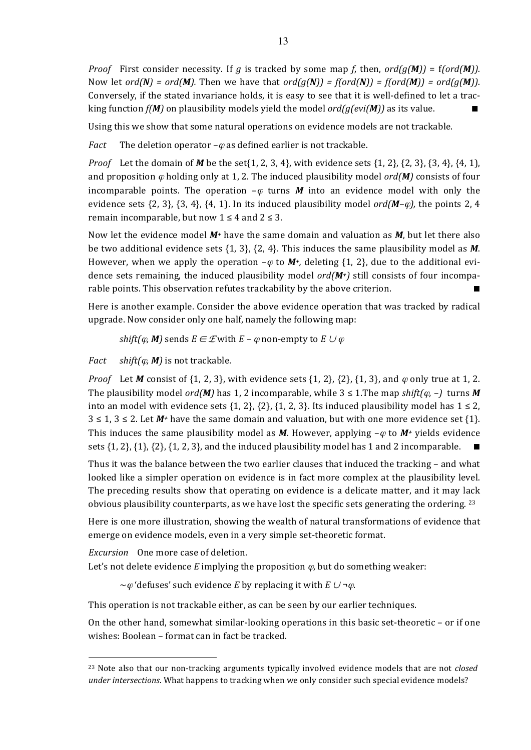*Proof* First consider necessity. If $g$ is tracked by some map $f$, then, $ord(g(\boldsymbol{M})) = f(ord(\boldsymbol{M}))$. Now let $ord(\boldsymbol{N}) = ord(\boldsymbol{M})$. Then we have that $ord(g(\boldsymbol{N})) = f(ord(\boldsymbol{N})) = f(ord(\boldsymbol{M})) = ord(g(\boldsymbol{M}))$. Conversely, if the stated invariance holds, it is easy to see that it is well-defined to let a tracking function $f(\boldsymbol{M})$ on plausibility models yield the model $ord(g(evi(\boldsymbol{M}))$ as its value. ■

Using this we show that some natural operations on evidence models are not trackable.

*Fact* The deletion operator $-\varphi$ as defined earlier is not trackable.

*Proof* Let the domain of $\boldsymbol{M}$ be the set{1, 2, 3, 4}, with evidence sets {1, 2}, {2, 3}, {3, 4}, {4, 1}, and proposition $\varphi$ holding only at 1, 2. The induced plausibility model $ord(\boldsymbol{M})$ consists of four incomparable points. The operation $-\varphi$ turns $\boldsymbol{M}$ into an evidence model with only the evidence sets {2, 3}, {3, 4}, {4, 1}. In its induced plausibility model $ord(\boldsymbol{M}-\varphi)$, the points 2, 4 remain incomparable, but now $1 \leq 4$ and $2 \leq 3$.

Now let the evidence model $\boldsymbol{M}^+$ have the same domain and valuation as $\boldsymbol{M}$, but let there also be two additional evidence sets {1, 3}, {2, 4}. This induces the same plausibility model as $\boldsymbol{M}$. However, when we apply the operation $-\varphi$ to $\boldsymbol{M}^+$, deleting {1, 2}, due to the additional evidence sets remaining, the induced plausibility model $ord(\boldsymbol{M}^+)$ still consists of four incomparable points. This observation refutes trackability by the above criterion. ■

Here is another example. Consider the above evidence operation that was tracked by radical upgrade. Now consider only one half, namely the following map:

*shift*$(\varphi, \boldsymbol{M})$ sends $E \in \mathcal{E}$ with $E - \varphi$ non-empty to $E \cup \varphi$

*Fact* *shift*$(\varphi, \boldsymbol{M})$ is not trackable.

*Proof* Let $\boldsymbol{M}$ consist of {1, 2, 3}, with evidence sets {1, 2}, {2}, {1, 3}, and $\varphi$ only true at 1, 2. The plausibility model $ord(\boldsymbol{M})$ has 1, 2 incomparable, while $3 \leq 1$.The map *shift*$(\varphi, -)$ turns $\boldsymbol{M}$ into an model with evidence sets {1, 2}, {2}, {1, 2, 3}. Its induced plausibility model has $1 \leq 2$, $3 \leq 1$, $3 \leq 2$. Let $\boldsymbol{M}^+$ have the same domain and valuation, but with one more evidence set {1}. This induces the same plausibility model as $\boldsymbol{M}$. However, applying $-\varphi$ to $\boldsymbol{M}^+$ yields evidence sets {1, 2}, {1}, {2}, {1, 2, 3}, and the induced plausibility model has 1 and 2 incomparable. ■

Thus it was the balance between the two earlier clauses that induced the tracking – and what looked like a simpler operation on evidence is in fact more complex at the plausibility level. The preceding results show that operating on evidence is a delicate matter, and it may lack obvious plausibility counterparts, as we have lost the specific sets generating the ordering. [23]

Here is one more illustration, showing the wealth of natural transformations of evidence that emerge on evidence models, even in a very simple set-theoretic format.

*Excursion* One more case of deletion.

Let's not delete evidence $E$ implying the proposition $\varphi$, but do something weaker:

$\sim\varphi$ 'defuses' such evidence $E$ by replacing it with $E \cup \neg\varphi$.

This operation is not trackable either, as can be seen by our earlier techniques.

On the other hand, somewhat similar-looking operations in this basic set-theoretic – or if one wishes: Boolean – format can in fact be tracked.

[23] Note also that our non-tracking arguments typically involved evidence models that are not *closed under intersections*. What happens to tracking when we only consider such special evidence models?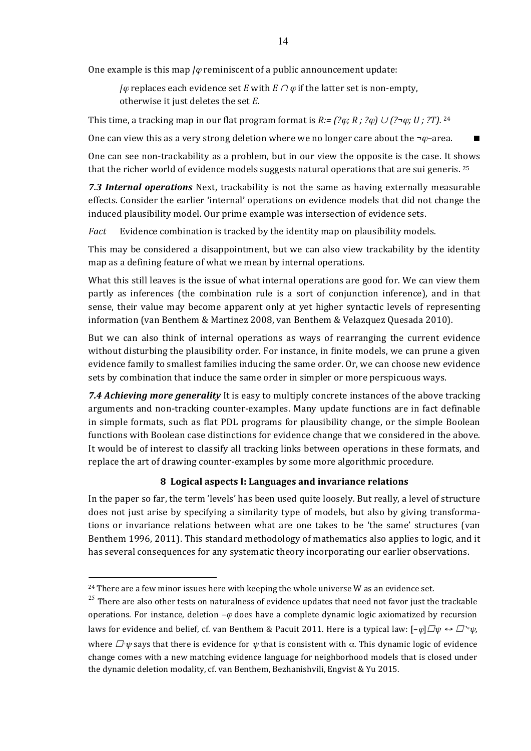One example is this map $/\varphi$ reminiscent of a public announcement update:

> $/\varphi$ replaces each evidence set $E$ with $E \cap \varphi$ if the latter set is non-empty, otherwise it just deletes the set $E$.

This time, a tracking map in our flat program format is $R := (?\varphi; R\, ; ?\varphi) \cup (?\neg\varphi; U\, ; ?T)$. [24]

One can view this as a very strong deletion where we no longer care about the $\neg\varphi$–area. ■

One can see non-trackability as a problem, but in our view the opposite is the case. It shows that the richer world of evidence models suggests natural operations that are sui generis. [25]

***7.3 Internal operations*** Next, trackability is not the same as having externally measurable effects. Consider the earlier 'internal' operations on evidence models that did not change the induced plausibility model. Our prime example was intersection of evidence sets.

*Fact* Evidence combination is tracked by the identity map on plausibility models.

This may be considered a disappointment, but we can also view trackability by the identity map as a defining feature of what we mean by internal operations.

What this still leaves is the issue of what internal operations are good for. We can view them partly as inferences (the combination rule is a sort of conjunction inference), and in that sense, their value may become apparent only at yet higher syntactic levels of representing information (van Benthem & Martinez 2008, van Benthem & Velazquez Quesada 2010).

But we can also think of internal operations as ways of rearranging the current evidence without disturbing the plausibility order. For instance, in finite models, we can prune a given evidence family to smallest families inducing the same order. Or, we can choose new evidence sets by combination that induce the same order in simpler or more perspicuous ways.

***7.4 Achieving more generality*** It is easy to multiply concrete instances of the above tracking arguments and non-tracking counter-examples. Many update functions are in fact definable in simple formats, such as flat PDL programs for plausibility change, or the simple Boolean functions with Boolean case distinctions for evidence change that we considered in the above. It would be of interest to classify all tracking links between operations in these formats, and replace the art of drawing counter-examples by some more algorithmic procedure.

## 8 Logical aspects I: Languages and invariance relations

In the paper so far, the term 'levels' has been used quite loosely. But really, a level of structure does not just arise by specifying a similarity type of models, but also by giving transformations or invariance relations between what are one takes to be 'the same' structures (van Benthem 1996, 2011). This standard methodology of mathematics also applies to logic, and it has several consequences for any systematic theory incorporating our earlier observations.

---

[24] There are a few minor issues here with keeping the whole universe W as an evidence set.

[25] There are also other tests on naturalness of evidence updates that need not favor just the trackable operations. For instance, deletion $-\varphi$ does have a complete dynamic logic axiomatized by recursion laws for evidence and belief, cf. van Benthem & Pacuit 2011. Here is a typical law: $[-\varphi]\Box\psi \leftrightarrow \Box^{\neg\varphi}\psi$, where $\Box^{\alpha}\psi$ says that there is evidence for $\psi$ that is consistent with $\alpha$. This dynamic logic of evidence change comes with a new matching evidence language for neighborhood models that is closed under the dynamic deletion modality, cf. van Benthem, Bezhanishvili, Engvist & Yu 2015.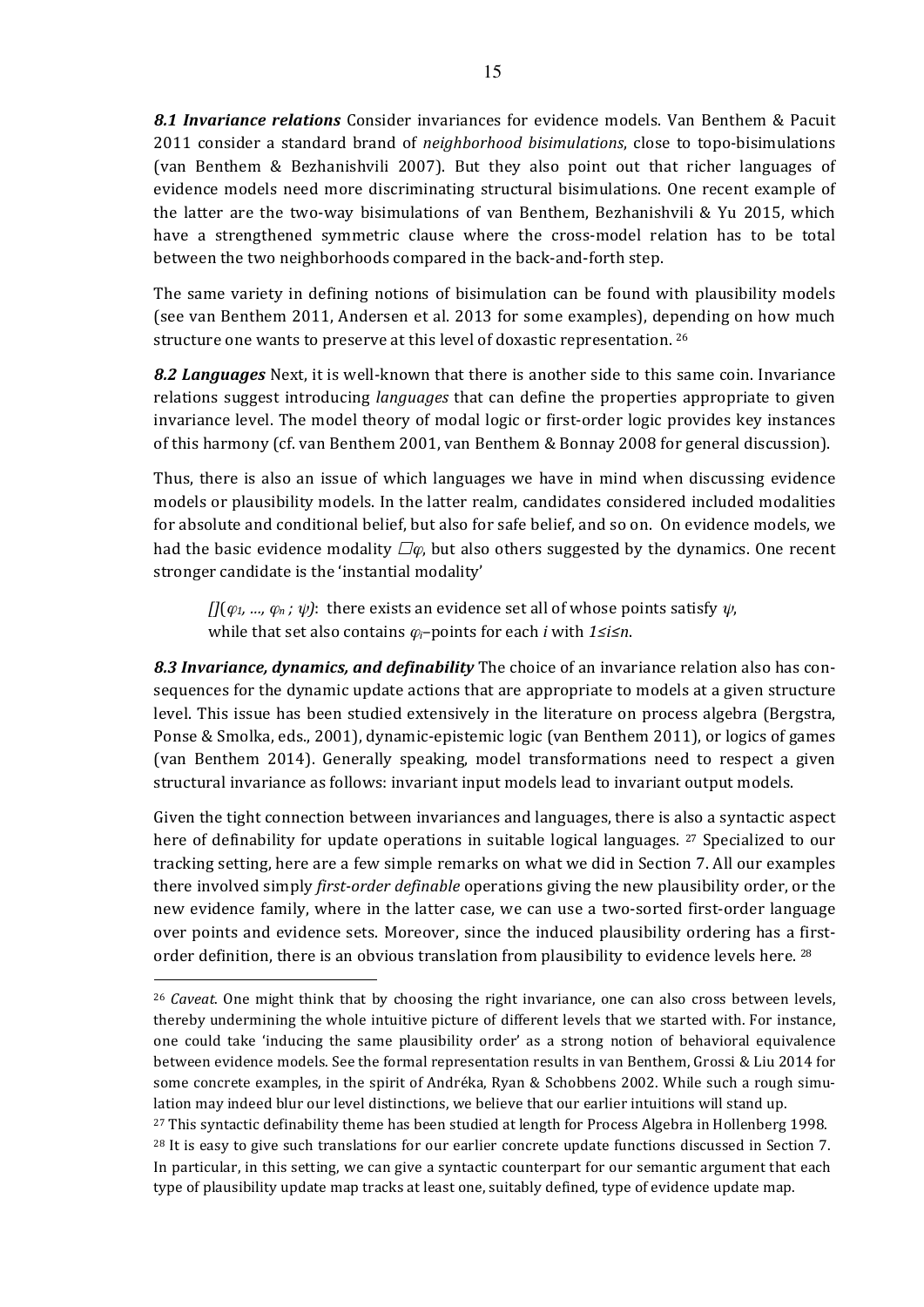***8.1 Invariance relations*** Consider invariances for evidence models. Van Benthem & Pacuit 2011 consider a standard brand of *neighborhood bisimulations*, close to topo-bisimulations (van Benthem & Bezhanishvili 2007). But they also point out that richer languages of evidence models need more discriminating structural bisimulations. One recent example of the latter are the two-way bisimulations of van Benthem, Bezhanishvili & Yu 2015, which have a strengthened symmetric clause where the cross-model relation has to be total between the two neighborhoods compared in the back-and-forth step.

The same variety in defining notions of bisimulation can be found with plausibility models (see van Benthem 2011, Andersen et al. 2013 for some examples), depending on how much structure one wants to preserve at this level of doxastic representation. [26]

***8.2 Languages*** Next, it is well-known that there is another side to this same coin. Invariance relations suggest introducing *languages* that can define the properties appropriate to given invariance level. The model theory of modal logic or first-order logic provides key instances of this harmony (cf. van Benthem 2001, van Benthem & Bonnay 2008 for general discussion).

Thus, there is also an issue of which languages we have in mind when discussing evidence models or plausibility models. In the latter realm, candidates considered included modalities for absolute and conditional belief, but also for safe belief, and so on. On evidence models, we had the basic evidence modality $\Box\varphi$, but also others suggested by the dynamics. One recent stronger candidate is the 'instantial modality'

> $[](\varphi_1, \ldots, \varphi_n\,;\,\psi)$: there exists an evidence set all of whose points satisfy $\psi$, while that set also contains $\varphi_i$–points for each $i$ with $1 \leq i \leq n$.

***8.3 Invariance, dynamics, and definability*** The choice of an invariance relation also has consequences for the dynamic update actions that are appropriate to models at a given structure level. This issue has been studied extensively in the literature on process algebra (Bergstra, Ponse & Smolka, eds., 2001), dynamic-epistemic logic (van Benthem 2011), or logics of games (van Benthem 2014). Generally speaking, model transformations need to respect a given structural invariance as follows: invariant input models lead to invariant output models.

Given the tight connection between invariances and languages, there is also a syntactic aspect here of definability for update operations in suitable logical languages. [27] Specialized to our tracking setting, here are a few simple remarks on what we did in Section 7. All our examples there involved simply *first-order definable* operations giving the new plausibility order, or the new evidence family, where in the latter case, we can use a two-sorted first-order language over points and evidence sets. Moreover, since the induced plausibility ordering has a first-order definition, there is an obvious translation from plausibility to evidence levels here. [28]

---

[26] *Caveat*. One might think that by choosing the right invariance, one can also cross between levels, thereby undermining the whole intuitive picture of different levels that we started with. For instance, one could take 'inducing the same plausibility order' as a strong notion of behavioral equivalence between evidence models. See the formal representation results in van Benthem, Grossi & Liu 2014 for some concrete examples, in the spirit of Andréka, Ryan & Schobbens 2002. While such a rough simulation may indeed blur our level distinctions, we believe that our earlier intuitions will stand up.

[27] This syntactic definability theme has been studied at length for Process Algebra in Hollenberg 1998.

[28] It is easy to give such translations for our earlier concrete update functions discussed in Section 7. In particular, in this setting, we can give a syntactic counterpart for our semantic argument that each type of plausibility update map tracks at least one, suitably defined, type of evidence update map.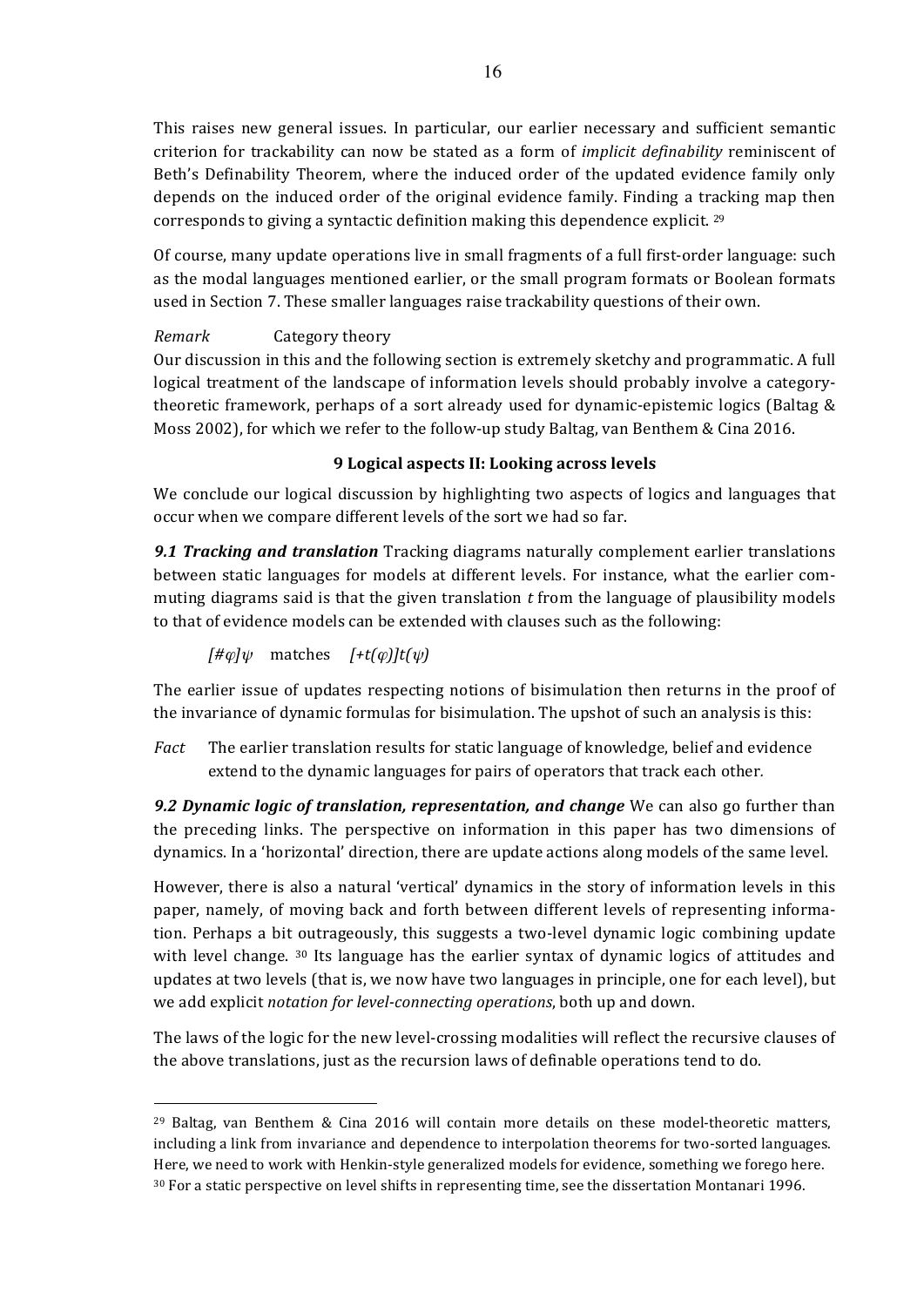This raises new general issues. In particular, our earlier necessary and sufficient semantic criterion for trackability can now be stated as a form of *implicit definability* reminiscent of Beth's Definability Theorem, where the induced order of the updated evidence family only depends on the induced order of the original evidence family. Finding a tracking map then corresponds to giving a syntactic definition making this dependence explicit. [29]

Of course, many update operations live in small fragments of a full first-order language: such as the modal languages mentioned earlier, or the small program formats or Boolean formats used in Section 7. These smaller languages raise trackability questions of their own.

*Remark* Category theory

Our discussion in this and the following section is extremely sketchy and programmatic. A full logical treatment of the landscape of information levels should probably involve a category-theoretic framework, perhaps of a sort already used for dynamic-epistemic logics (Baltag & Moss 2002), for which we refer to the follow-up study Baltag, van Benthem & Cina 2016.

## 9 Logical aspects II: Looking across levels

We conclude our logical discussion by highlighting two aspects of logics and languages that occur when we compare different levels of the sort we had so far.

***9.1 Tracking and translation*** Tracking diagrams naturally complement earlier translations between static languages for models at different levels. For instance, what the earlier commuting diagrams said is that the given translation $t$ from the language of plausibility models to that of evidence models can be extended with clauses such as the following:

$[\#\varphi]\psi$ matches $[+t(\varphi)]t(\psi)$

The earlier issue of updates respecting notions of bisimulation then returns in the proof of the invariance of dynamic formulas for bisimulation. The upshot of such an analysis is this:

*Fact* The earlier translation results for static language of knowledge, belief and evidence extend to the dynamic languages for pairs of operators that track each other.

***9.2 Dynamic logic of translation, representation, and change*** We can also go further than the preceding links. The perspective on information in this paper has two dimensions of dynamics. In a 'horizontal' direction, there are update actions along models of the same level.

However, there is also a natural 'vertical' dynamics in the story of information levels in this paper, namely, of moving back and forth between different levels of representing information. Perhaps a bit outrageously, this suggests a two-level dynamic logic combining update with level change. [30] Its language has the earlier syntax of dynamic logics of attitudes and updates at two levels (that is, we now have two languages in principle, one for each level), but we add explicit *notation for level-connecting operations*, both up and down.

The laws of the logic for the new level-crossing modalities will reflect the recursive clauses of the above translations, just as the recursion laws of definable operations tend to do.

---

[29] Baltag, van Benthem & Cina 2016 will contain more details on these model-theoretic matters, including a link from invariance and dependence to interpolation theorems for two-sorted languages. Here, we need to work with Henkin-style generalized models for evidence, something we forego here.

[30] For a static perspective on level shifts in representing time, see the dissertation Montanari 1996.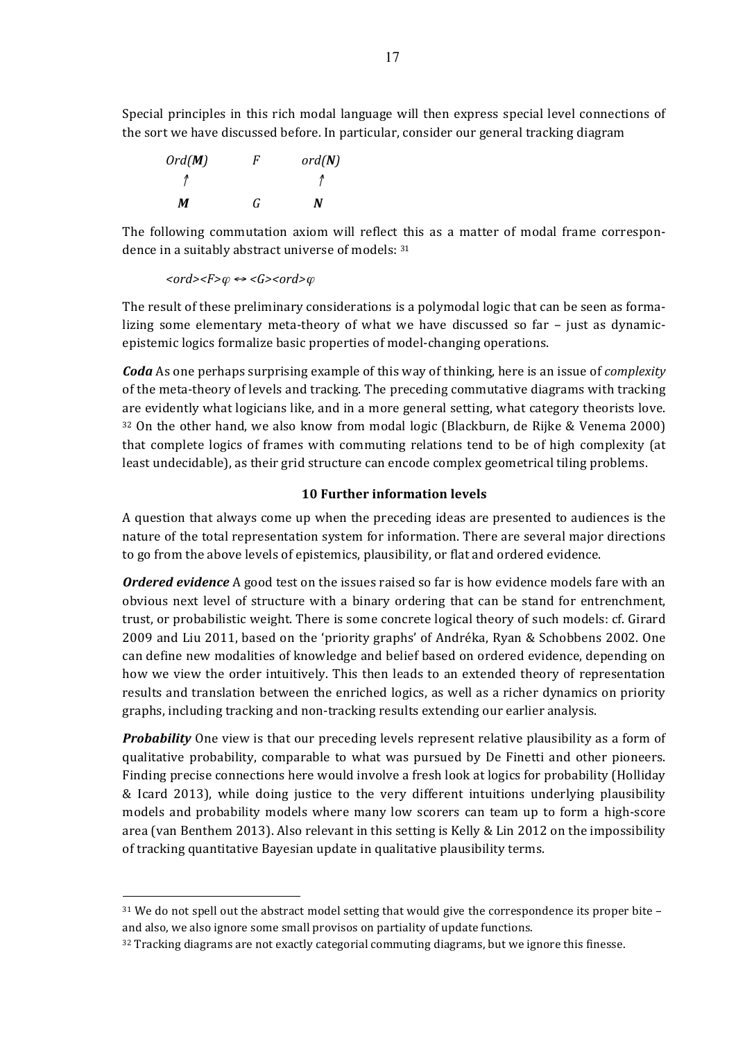Special principles in this rich modal language will then express special level connections of the sort we have discussed before. In particular, consider our general tracking diagram

$$\begin{array}{ccc} Ord(\boldsymbol{M}) & F & ord(\boldsymbol{N}) \\ \uparrow & & \uparrow \\ \boldsymbol{M} & G & \boldsymbol{N} \end{array}$$

The following commutation axiom will reflect this as a matter of modal frame correspondence in a suitably abstract universe of models: [31]

$$<ord><F>\varphi \leftrightarrow <G><ord>\varphi$$

The result of these preliminary considerations is a polymodal logic that can be seen as formalizing some elementary meta-theory of what we have discussed so far – just as dynamic-epistemic logics formalize basic properties of model-changing operations.

***Coda*** As one perhaps surprising example of this way of thinking, here is an issue of *complexity* of the meta-theory of levels and tracking. The preceding commutative diagrams with tracking are evidently what logicians like, and in a more general setting, what category theorists love. [32] On the other hand, we also know from modal logic (Blackburn, de Rijke & Venema 2000) that complete logics of frames with commuting relations tend to be of high complexity (at least undecidable), as their grid structure can encode complex geometrical tiling problems.

## 10 Further information levels

A question that always come up when the preceding ideas are presented to audiences is the nature of the total representation system for information. There are several major directions to go from the above levels of epistemics, plausibility, or flat and ordered evidence.

***Ordered evidence*** A good test on the issues raised so far is how evidence models fare with an obvious next level of structure with a binary ordering that can be stand for entrenchment, trust, or probabilistic weight. There is some concrete logical theory of such models: cf. Girard 2009 and Liu 2011, based on the 'priority graphs' of Andréka, Ryan & Schobbens 2002. One can define new modalities of knowledge and belief based on ordered evidence, depending on how we view the order intuitively. This then leads to an extended theory of representation results and translation between the enriched logics, as well as a richer dynamics on priority graphs, including tracking and non-tracking results extending our earlier analysis.

***Probability*** One view is that our preceding levels represent relative plausibility as a form of qualitative probability, comparable to what was pursued by De Finetti and other pioneers. Finding precise connections here would involve a fresh look at logics for probability (Holliday & Icard 2013), while doing justice to the very different intuitions underlying plausibility models and probability models where many low scorers can team up to form a high-score area (van Benthem 2013). Also relevant in this setting is Kelly & Lin 2012 on the impossibility of tracking quantitative Bayesian update in qualitative plausibility terms.

---

[31] We do not spell out the abstract model setting that would give the correspondence its proper bite – and also, we also ignore some small provisos on partiality of update functions.

[32] Tracking diagrams are not exactly categorial commuting diagrams, but we ignore this finesse.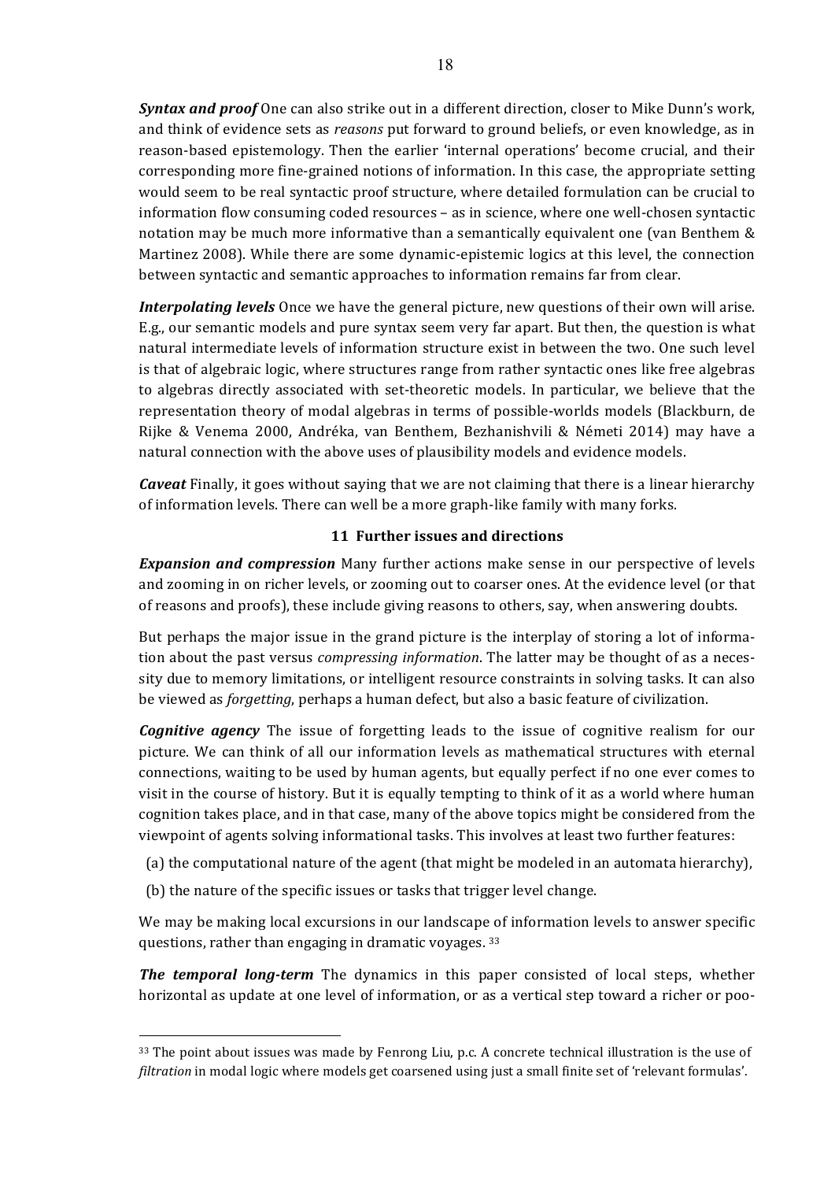***Syntax and proof*** One can also strike out in a different direction, closer to Mike Dunn's work, and think of evidence sets as *reasons* put forward to ground beliefs, or even knowledge, as in reason-based epistemology. Then the earlier 'internal operations' become crucial, and their corresponding more fine-grained notions of information. In this case, the appropriate setting would seem to be real syntactic proof structure, where detailed formulation can be crucial to information flow consuming coded resources – as in science, where one well-chosen syntactic notation may be much more informative than a semantically equivalent one (van Benthem & Martinez 2008). While there are some dynamic-epistemic logics at this level, the connection between syntactic and semantic approaches to information remains far from clear.

***Interpolating levels*** Once we have the general picture, new questions of their own will arise. E.g., our semantic models and pure syntax seem very far apart. But then, the question is what natural intermediate levels of information structure exist in between the two. One such level is that of algebraic logic, where structures range from rather syntactic ones like free algebras to algebras directly associated with set-theoretic models. In particular, we believe that the representation theory of modal algebras in terms of possible-worlds models (Blackburn, de Rijke & Venema 2000, Andréka, van Benthem, Bezhanishvili & Németi 2014) may have a natural connection with the above uses of plausibility models and evidence models.

***Caveat*** Finally, it goes without saying that we are not claiming that there is a linear hierarchy of information levels. There can well be a more graph-like family with many forks.

## 11 Further issues and directions

***Expansion and compression*** Many further actions make sense in our perspective of levels and zooming in on richer levels, or zooming out to coarser ones. At the evidence level (or that of reasons and proofs), these include giving reasons to others, say, when answering doubts.

But perhaps the major issue in the grand picture is the interplay of storing a lot of information about the past versus *compressing information*. The latter may be thought of as a necessity due to memory limitations, or intelligent resource constraints in solving tasks. It can also be viewed as *forgetting*, perhaps a human defect, but also a basic feature of civilization.

***Cognitive agency*** The issue of forgetting leads to the issue of cognitive realism for our picture. We can think of all our information levels as mathematical structures with eternal connections, waiting to be used by human agents, but equally perfect if no one ever comes to visit in the course of history. But it is equally tempting to think of it as a world where human cognition takes place, and in that case, many of the above topics might be considered from the viewpoint of agents solving informational tasks. This involves at least two further features:

(a) the computational nature of the agent (that might be modeled in an automata hierarchy),

(b) the nature of the specific issues or tasks that trigger level change.

We may be making local excursions in our landscape of information levels to answer specific questions, rather than engaging in dramatic voyages. [33]

***The temporal long-term*** The dynamics in this paper consisted of local steps, whether horizontal as update at one level of information, or as a vertical step toward a richer or poo-

[33] The point about issues was made by Fenrong Liu, p.c. A concrete technical illustration is the use of *filtration* in modal logic where models get coarsened using just a small finite set of 'relevant formulas'.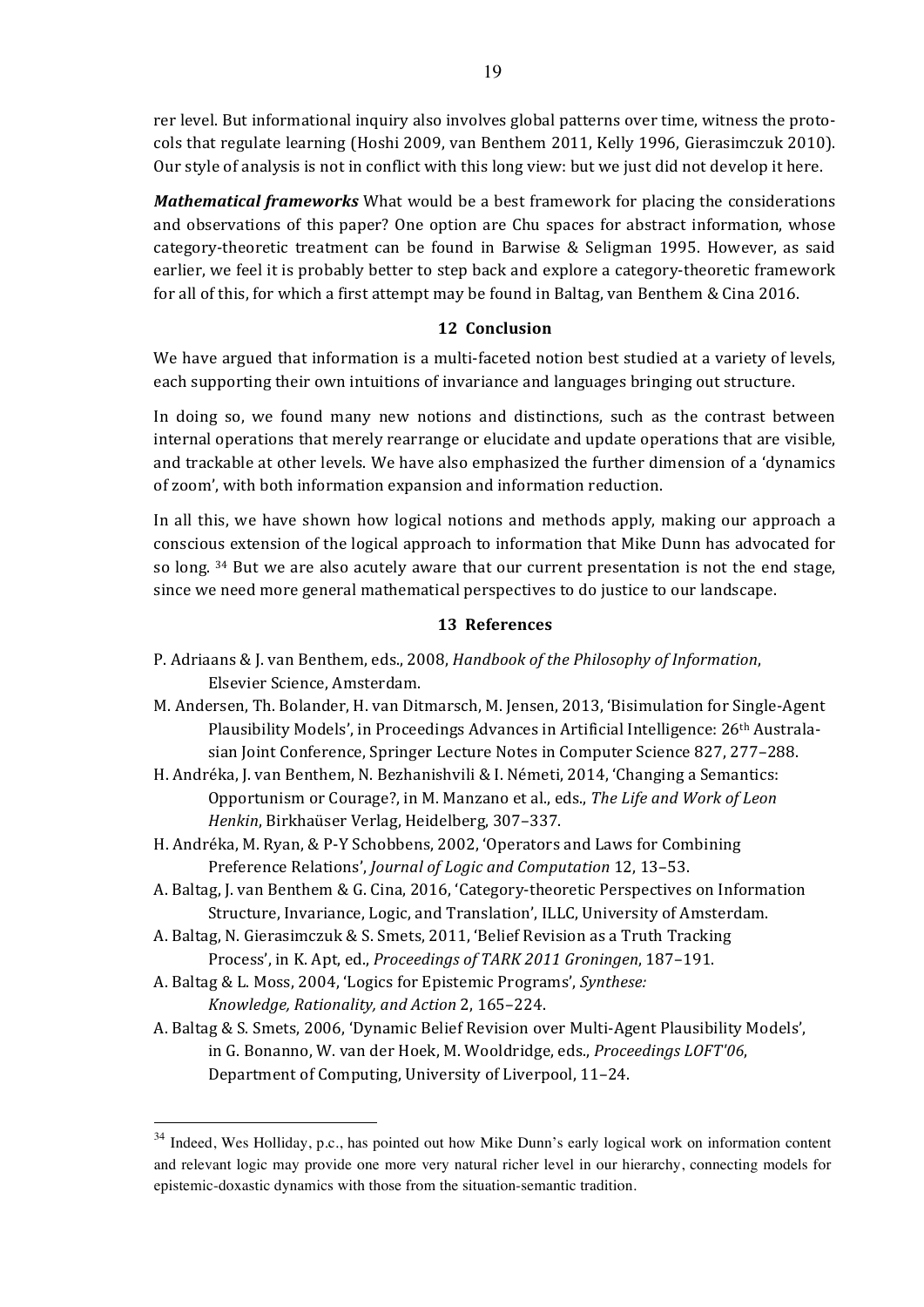rer level. But informational inquiry also involves global patterns over time, witness the protocols that regulate learning (Hoshi 2009, van Benthem 2011, Kelly 1996, Gierasimczuk 2010). Our style of analysis is not in conflict with this long view: but we just did not develop it here.

***Mathematical frameworks*** What would be a best framework for placing the considerations and observations of this paper? One option are Chu spaces for abstract information, whose category-theoretic treatment can be found in Barwise & Seligman 1995. However, as said earlier, we feel it is probably better to step back and explore a category-theoretic framework for all of this, for which a first attempt may be found in Baltag, van Benthem & Cina 2016.

## 12 Conclusion

We have argued that information is a multi-faceted notion best studied at a variety of levels, each supporting their own intuitions of invariance and languages bringing out structure.

In doing so, we found many new notions and distinctions, such as the contrast between internal operations that merely rearrange or elucidate and update operations that are visible, and trackable at other levels. We have also emphasized the further dimension of a 'dynamics of zoom', with both information expansion and information reduction.

In all this, we have shown how logical notions and methods apply, making our approach a conscious extension of the logical approach to information that Mike Dunn has advocated for so long. [34] But we are also acutely aware that our current presentation is not the end stage, since we need more general mathematical perspectives to do justice to our landscape.

## 13 References

P. Adriaans & J. van Benthem, eds., 2008, *Handbook of the Philosophy of Information*, Elsevier Science, Amsterdam.

M. Andersen, Th. Bolander, H. van Ditmarsch, M. Jensen, 2013, 'Bisimulation for Single-Agent Plausibility Models', in Proceedings Advances in Artificial Intelligence: 26th Australasian Joint Conference, Springer Lecture Notes in Computer Science 827, 277–288.

H. Andréka, J. van Benthem, N. Bezhanishvili & I. Németi, 2014, 'Changing a Semantics: Opportunism or Courage?, in M. Manzano et al., eds., *The Life and Work of Leon Henkin*, Birkhaüser Verlag, Heidelberg, 307–337.

H. Andréka, M. Ryan, & P-Y Schobbens, 2002, 'Operators and Laws for Combining Preference Relations', *Journal of Logic and Computation* 12, 13–53.

A. Baltag, J. van Benthem & G. Cina, 2016, 'Category-theoretic Perspectives on Information Structure, Invariance, Logic, and Translation', ILLC, University of Amsterdam.

A. Baltag, N. Gierasimczuk & S. Smets, 2011, 'Belief Revision as a Truth Tracking Process', in K. Apt, ed., *Proceedings of TARK 2011 Groningen*, 187–191.

A. Baltag & L. Moss, 2004, 'Logics for Epistemic Programs', *Synthese: Knowledge, Rationality, and Action* 2, 165–224.

A. Baltag & S. Smets, 2006, 'Dynamic Belief Revision over Multi-Agent Plausibility Models', in G. Bonanno, W. van der Hoek, M. Wooldridge, eds., *Proceedings LOFT'06*, Department of Computing, University of Liverpool, 11–24.

---

[34] Indeed, Wes Holliday, p.c., has pointed out how Mike Dunn's early logical work on information content and relevant logic may provide one more very natural richer level in our hierarchy, connecting models for epistemic-doxastic dynamics with those from the situation-semantic tradition.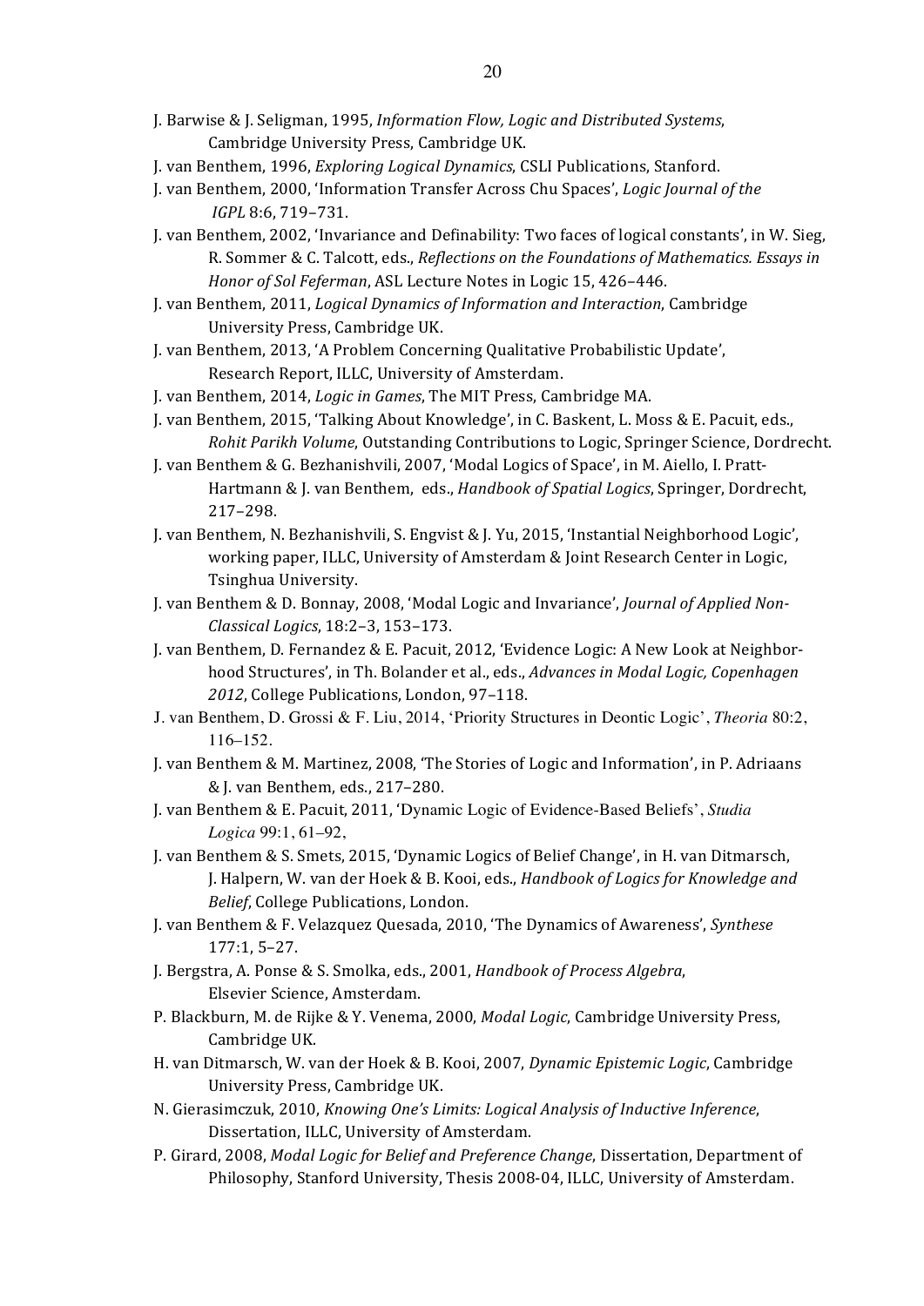J. Barwise & J. Seligman, 1995, *Information Flow, Logic and Distributed Systems*, Cambridge University Press, Cambridge UK.

J. van Benthem, 1996, *Exploring Logical Dynamics*, CSLI Publications, Stanford.

J. van Benthem, 2000, 'Information Transfer Across Chu Spaces', *Logic Journal of the IGPL* 8:6, 719–731.

J. van Benthem, 2002, 'Invariance and Definability: Two faces of logical constants', in W. Sieg, R. Sommer & C. Talcott, eds., *Reflections on the Foundations of Mathematics. Essays in Honor of Sol Feferman*, ASL Lecture Notes in Logic 15, 426–446.

J. van Benthem, 2011, *Logical Dynamics of Information and Interaction*, Cambridge University Press, Cambridge UK.

J. van Benthem, 2013, 'A Problem Concerning Qualitative Probabilistic Update', Research Report, ILLC, University of Amsterdam.

J. van Benthem, 2014, *Logic in Games*, The MIT Press, Cambridge MA.

J. van Benthem, 2015, 'Talking About Knowledge', in C. Baskent, L. Moss & E. Pacuit, eds., *Rohit Parikh Volume*, Outstanding Contributions to Logic, Springer Science, Dordrecht.

J. van Benthem & G. Bezhanishvili, 2007, 'Modal Logics of Space', in M. Aiello, I. Pratt-Hartmann & J. van Benthem, eds., *Handbook of Spatial Logics*, Springer, Dordrecht, 217–298.

J. van Benthem, N. Bezhanishvili, S. Engvist & J. Yu, 2015, 'Instantial Neighborhood Logic', working paper, ILLC, University of Amsterdam & Joint Research Center in Logic, Tsinghua University.

J. van Benthem & D. Bonnay, 2008, 'Modal Logic and Invariance', *Journal of Applied Non-Classical Logics*, 18:2–3, 153–173.

J. van Benthem, D. Fernandez & E. Pacuit, 2012, 'Evidence Logic: A New Look at Neighborhood Structures', in Th. Bolander et al., eds., *Advances in Modal Logic, Copenhagen 2012*, College Publications, London, 97–118.

J. van Benthem, D. Grossi & F. Liu, 2014, 'Priority Structures in Deontic Logic', *Theoria* 80:2, 116–152.

J. van Benthem & M. Martinez, 2008, 'The Stories of Logic and Information', in P. Adriaans & J. van Benthem, eds., 217–280.

J. van Benthem & E. Pacuit, 2011, 'Dynamic Logic of Evidence-Based Beliefs', *Studia Logica* 99:1, 61–92,

J. van Benthem & S. Smets, 2015, 'Dynamic Logics of Belief Change', in H. van Ditmarsch, J. Halpern, W. van der Hoek & B. Kooi, eds., *Handbook of Logics for Knowledge and Belief*, College Publications, London.

J. van Benthem & F. Velazquez Quesada, 2010, 'The Dynamics of Awareness', *Synthese* 177:1, 5–27.

J. Bergstra, A. Ponse & S. Smolka, eds., 2001, *Handbook of Process Algebra*, Elsevier Science, Amsterdam.

P. Blackburn, M. de Rijke & Y. Venema, 2000, *Modal Logic*, Cambridge University Press, Cambridge UK.

H. van Ditmarsch, W. van der Hoek & B. Kooi, 2007, *Dynamic Epistemic Logic*, Cambridge University Press, Cambridge UK.

N. Gierasimczuk, 2010, *Knowing One's Limits: Logical Analysis of Inductive Inference*, Dissertation, ILLC, University of Amsterdam.

P. Girard, 2008, *Modal Logic for Belief and Preference Change*, Dissertation, Department of Philosophy, Stanford University, Thesis 2008-04, ILLC, University of Amsterdam.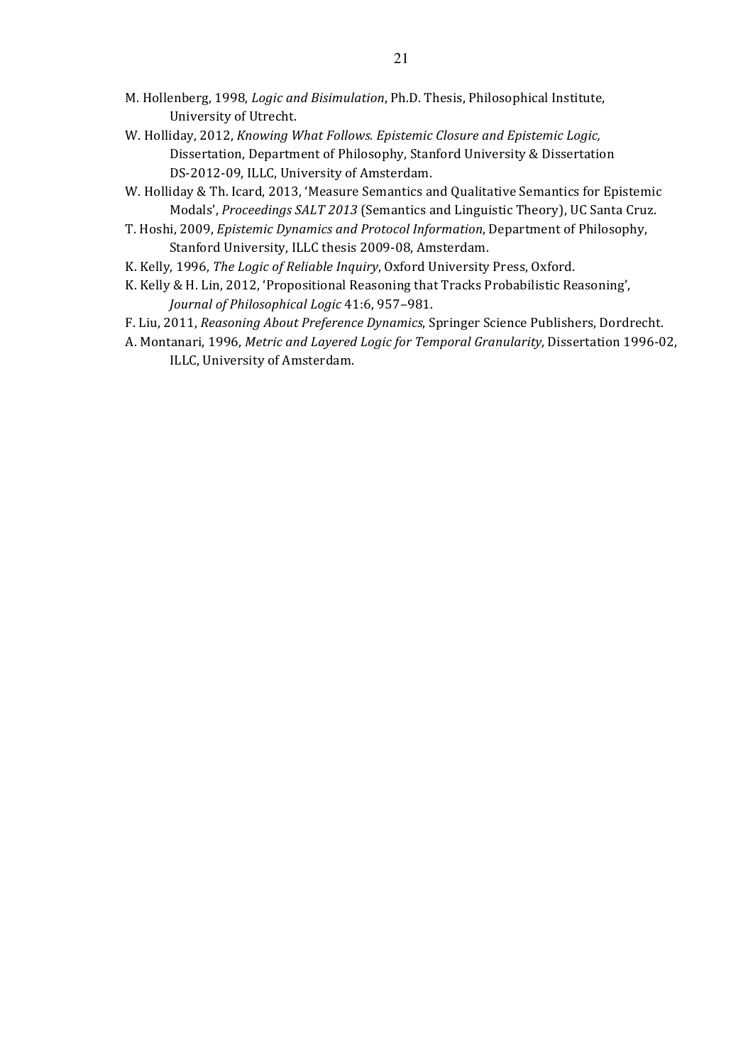M. Hollenberg, 1998, *Logic and Bisimulation*, Ph.D. Thesis, Philosophical Institute, University of Utrecht.

W. Holliday, 2012, *Knowing What Follows. Epistemic Closure and Epistemic Logic,* Dissertation, Department of Philosophy, Stanford University & Dissertation DS-2012-09, ILLC, University of Amsterdam.

W. Holliday & Th. Icard, 2013, 'Measure Semantics and Qualitative Semantics for Epistemic Modals', *Proceedings SALT 2013* (Semantics and Linguistic Theory), UC Santa Cruz.

T. Hoshi, 2009, *Epistemic Dynamics and Protocol Information*, Department of Philosophy, Stanford University, ILLC thesis 2009-08, Amsterdam.

K. Kelly, 1996, *The Logic of Reliable Inquiry*, Oxford University Press, Oxford.

K. Kelly & H. Lin, 2012, 'Propositional Reasoning that Tracks Probabilistic Reasoning', *Journal of Philosophical Logic* 41:6, 957–981.

F. Liu, 2011, *Reasoning About Preference Dynamics*, Springer Science Publishers, Dordrecht.

A. Montanari, 1996, *Metric and Layered Logic for Temporal Granularity*, Dissertation 1996-02, ILLC, University of Amsterdam.